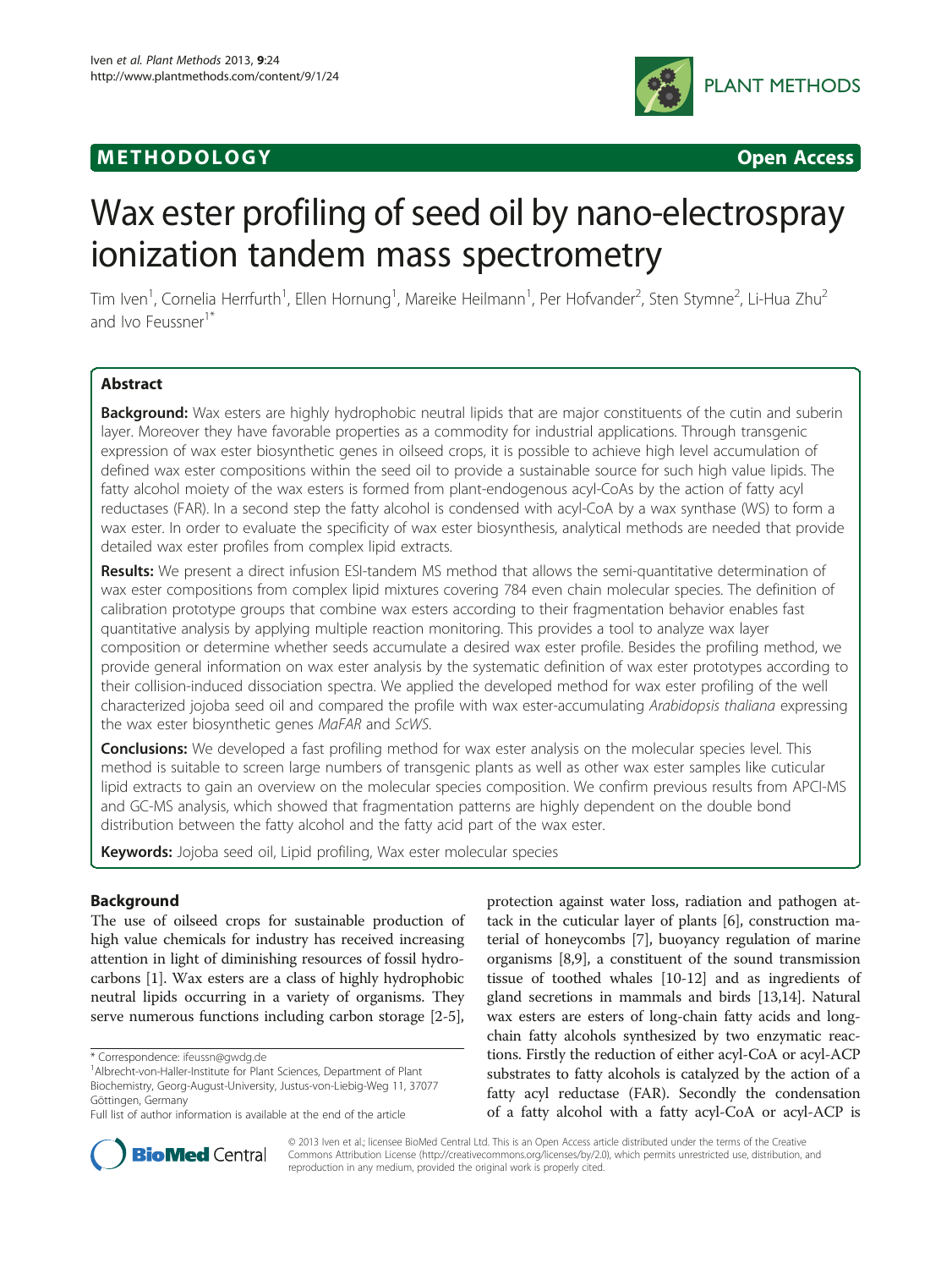## METHODOLOGY **Open Access**

# Wax ester profiling of seed oil by nano-electrospray ionization tandem mass spectrometry

Tim Iven[1], Cornelia Herrfurth[1], Ellen Hornung[1], Mareike Heilmann[1], Per Hofvander[2], Sten Stymne[2], Li-Hua Zhu[2] and Ivo Feussner[1*]

## Abstract

**Background:** Wax esters are highly hydrophobic neutral lipids that are major constituents of the cutin and suberin layer. Moreover they have favorable properties as a commodity for industrial applications. Through transgenic expression of wax ester biosynthetic genes in oilseed crops, it is possible to achieve high level accumulation of defined wax ester compositions within the seed oil to provide a sustainable source for such high value lipids. The fatty alcohol moiety of the wax esters is formed from plant-endogenous acyl-CoAs by the action of fatty acyl reductases (FAR). In a second step the fatty alcohol is condensed with acyl-CoA by a wax synthase (WS) to form a wax ester. In order to evaluate the specificity of wax ester biosynthesis, analytical methods are needed that provide detailed wax ester profiles from complex lipid extracts.

**Results:** We present a direct infusion ESI-tandem MS method that allows the semi-quantitative determination of wax ester compositions from complex lipid mixtures covering 784 even chain molecular species. The definition of calibration prototype groups that combine wax esters according to their fragmentation behavior enables fast quantitative analysis by applying multiple reaction monitoring. This provides a tool to analyze wax layer composition or determine whether seeds accumulate a desired wax ester profile. Besides the profiling method, we provide general information on wax ester analysis by the systematic definition of wax ester prototypes according to their collision-induced dissociation spectra. We applied the developed method for wax ester profiling of the well characterized jojoba seed oil and compared the profile with wax ester-accumulating *Arabidopsis thaliana* expressing the wax ester biosynthetic genes *MaFAR* and *ScWS*.

**Conclusions:** We developed a fast profiling method for wax ester analysis on the molecular species level. This method is suitable to screen large numbers of transgenic plants as well as other wax ester samples like cuticular lipid extracts to gain an overview on the molecular species composition. We confirm previous results from APCI-MS and GC-MS analysis, which showed that fragmentation patterns are highly dependent on the double bond distribution between the fatty alcohol and the fatty acid part of the wax ester.

**Keywords:** Jojoba seed oil, Lipid profiling, Wax ester molecular species

## Background

The use of oilseed crops for sustainable production of high value chemicals for industry has received increasing attention in light of diminishing resources of fossil hydrocarbons [1]. Wax esters are a class of highly hydrophobic neutral lipids occurring in a variety of organisms. They serve numerous functions including carbon storage [2-5], protection against water loss, radiation and pathogen attack in the cuticular layer of plants [6], construction material of honeycombs [7], buoyancy regulation of marine organisms [8,9], a constituent of the sound transmission tissue of toothed whales [10-12] and as ingredients of gland secretions in mammals and birds [13,14]. Natural wax esters are esters of long-chain fatty acids and long-chain fatty alcohols synthesized by two enzymatic reactions. Firstly the reduction of either acyl-CoA or acyl-ACP substrates to fatty alcohols is catalyzed by the action of a fatty acyl reductase (FAR). Secondly the condensation of a fatty alcohol with a fatty acyl-CoA or acyl-ACP is

\* Correspondence: ifeussn@gwdg.de

[1]Albrecht-von-Haller-Institute for Plant Sciences, Department of Plant Biochemistry, Georg-August-University, Justus-von-Liebig-Weg 11, 37077 Göttingen, Germany

Full list of author information is available at the end of the article

© 2013 Iven et al.; licensee BioMed Central Ltd. This is an Open Access article distributed under the terms of the Creative Commons Attribution License (http://creativecommons.org/licenses/by/2.0), which permits unrestricted use, distribution, and reproduction in any medium, provided the original work is properly cited.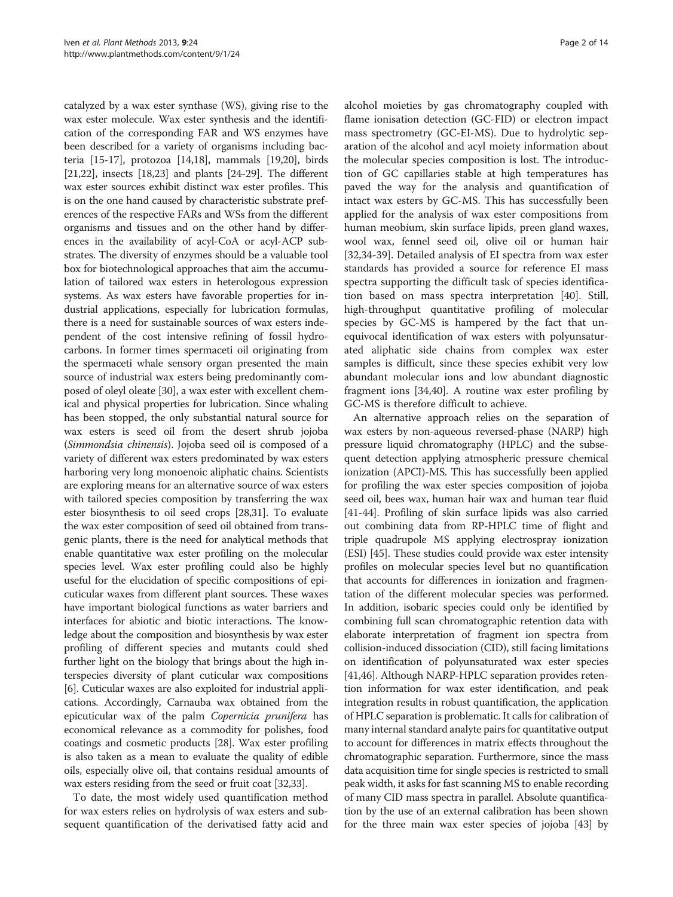catalyzed by a wax ester synthase (WS), giving rise to the wax ester molecule. Wax ester synthesis and the identification of the corresponding FAR and WS enzymes have been described for a variety of organisms including bacteria [15-17], protozoa [14,18], mammals [19,20], birds [21,22], insects [18,23] and plants [24-29]. The different wax ester sources exhibit distinct wax ester profiles. This is on the one hand caused by characteristic substrate preferences of the respective FARs and WSs from the different organisms and tissues and on the other hand by differences in the availability of acyl-CoA or acyl-ACP substrates. The diversity of enzymes should be a valuable tool box for biotechnological approaches that aim the accumulation of tailored wax esters in heterologous expression systems. As wax esters have favorable properties for industrial applications, especially for lubrication formulas, there is a need for sustainable sources of wax esters independent of the cost intensive refining of fossil hydrocarbons. In former times spermaceti oil originating from the spermaceti whale sensory organ presented the main source of industrial wax esters being predominantly composed of oleyl oleate [30], a wax ester with excellent chemical and physical properties for lubrication. Since whaling has been stopped, the only substantial natural source for wax esters is seed oil from the desert shrub jojoba (*Simmondsia chinensis*). Jojoba seed oil is composed of a variety of different wax esters predominated by wax esters harboring very long monoenoic aliphatic chains. Scientists are exploring means for an alternative source of wax esters with tailored species composition by transferring the wax ester biosynthesis to oil seed crops [28,31]. To evaluate the wax ester composition of seed oil obtained from transgenic plants, there is the need for analytical methods that enable quantitative wax ester profiling on the molecular species level. Wax ester profiling could also be highly useful for the elucidation of specific compositions of epicuticular waxes from different plant sources. These waxes have important biological functions as water barriers and interfaces for abiotic and biotic interactions. The knowledge about the composition and biosynthesis by wax ester profiling of different species and mutants could shed further light on the biology that brings about the high interspecies diversity of plant cuticular wax compositions [6]. Cuticular waxes are also exploited for industrial applications. Accordingly, Carnauba wax obtained from the epicuticular wax of the palm *Copernicia prunifera* has economical relevance as a commodity for polishes, food coatings and cosmetic products [28]. Wax ester profiling is also taken as a mean to evaluate the quality of edible oils, especially olive oil, that contains residual amounts of wax esters residing from the seed or fruit coat [32,33].

To date, the most widely used quantification method for wax esters relies on hydrolysis of wax esters and subsequent quantification of the derivatised fatty acid and alcohol moieties by gas chromatography coupled with flame ionisation detection (GC-FID) or electron impact mass spectrometry (GC-EI-MS). Due to hydrolytic separation of the alcohol and acyl moiety information about the molecular species composition is lost. The introduction of GC capillaries stable at high temperatures has paved the way for the analysis and quantification of intact wax esters by GC-MS. This has successfully been applied for the analysis of wax ester compositions from human meobium, skin surface lipids, preen gland waxes, wool wax, fennel seed oil, olive oil or human hair [32,34-39]. Detailed analysis of EI spectra from wax ester standards has provided a source for reference EI mass spectra supporting the difficult task of species identification based on mass spectra interpretation [40]. Still, high-throughput quantitative profiling of molecular species by GC-MS is hampered by the fact that unequivocal identification of wax esters with polyunsaturated aliphatic side chains from complex wax ester samples is difficult, since these species exhibit very low abundant molecular ions and low abundant diagnostic fragment ions [34,40]. A routine wax ester profiling by GC-MS is therefore difficult to achieve.

An alternative approach relies on the separation of wax esters by non-aqueous reversed-phase (NARP) high pressure liquid chromatography (HPLC) and the subsequent detection applying atmospheric pressure chemical ionization (APCI)-MS. This has successfully been applied for profiling the wax ester species composition of jojoba seed oil, bees wax, human hair wax and human tear fluid [41-44]. Profiling of skin surface lipids was also carried out combining data from RP-HPLC time of flight and triple quadrupole MS applying electrospray ionization (ESI) [45]. These studies could provide wax ester intensity profiles on molecular species level but no quantification that accounts for differences in ionization and fragmentation of the different molecular species was performed. In addition, isobaric species could only be identified by combining full scan chromatographic retention data with elaborate interpretation of fragment ion spectra from collision-induced dissociation (CID), still facing limitations on identification of polyunsaturated wax ester species [41,46]. Although NARP-HPLC separation provides retention information for wax ester identification, and peak integration results in robust quantification, the application of HPLC separation is problematic. It calls for calibration of many internal standard analyte pairs for quantitative output to account for differences in matrix effects throughout the chromatographic separation. Furthermore, since the mass data acquisition time for single species is restricted to small peak width, it asks for fast scanning MS to enable recording of many CID mass spectra in parallel. Absolute quantification by the use of an external calibration has been shown for the three main wax ester species of jojoba [43] by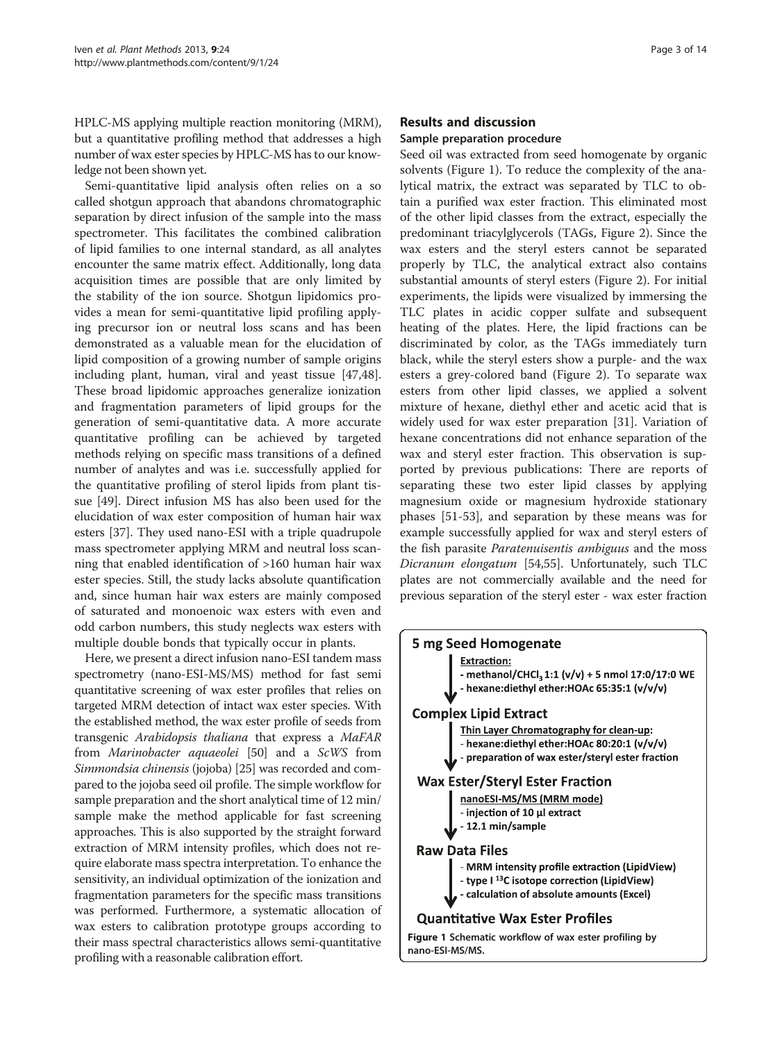HPLC-MS applying multiple reaction monitoring (MRM), but a quantitative profiling method that addresses a high number of wax ester species by HPLC-MS has to our knowledge not been shown yet.

Semi-quantitative lipid analysis often relies on a so called shotgun approach that abandons chromatographic separation by direct infusion of the sample into the mass spectrometer. This facilitates the combined calibration of lipid families to one internal standard, as all analytes encounter the same matrix effect. Additionally, long data acquisition times are possible that are only limited by the stability of the ion source. Shotgun lipidomics provides a mean for semi-quantitative lipid profiling applying precursor ion or neutral loss scans and has been demonstrated as a valuable mean for the elucidation of lipid composition of a growing number of sample origins including plant, human, viral and yeast tissue [47,48]. These broad lipidomic approaches generalize ionization and fragmentation parameters of lipid groups for the generation of semi-quantitative data. A more accurate quantitative profiling can be achieved by targeted methods relying on specific mass transitions of a defined number of analytes and was i.e. successfully applied for the quantitative profiling of sterol lipids from plant tissue [49]. Direct infusion MS has also been used for the elucidation of wax ester composition of human hair wax esters [37]. They used nano-ESI with a triple quadrupole mass spectrometer applying MRM and neutral loss scanning that enabled identification of >160 human hair wax ester species. Still, the study lacks absolute quantification and, since human hair wax esters are mainly composed of saturated and monoenoic wax esters with even and odd carbon numbers, this study neglects wax esters with multiple double bonds that typically occur in plants.

Here, we present a direct infusion nano-ESI tandem mass spectrometry (nano-ESI-MS/MS) method for fast semi quantitative screening of wax ester profiles that relies on targeted MRM detection of intact wax ester species. With the established method, the wax ester profile of seeds from transgenic *Arabidopsis thaliana* that express a *MaFAR* from *Marinobacter aquaeolei* [50] and a *ScWS* from *Simmondsia chinensis* (jojoba) [25] was recorded and compared to the jojoba seed oil profile. The simple workflow for sample preparation and the short analytical time of 12 min/sample make the method applicable for fast screening approaches. This is also supported by the straight forward extraction of MRM intensity profiles, which does not require elaborate mass spectra interpretation. To enhance the sensitivity, an individual optimization of the ionization and fragmentation parameters for the specific mass transitions was performed. Furthermore, a systematic allocation of wax esters to calibration prototype groups according to their mass spectral characteristics allows semi-quantitative profiling with a reasonable calibration effort.

## Results and discussion

### Sample preparation procedure

Seed oil was extracted from seed homogenate by organic solvents (Figure 1). To reduce the complexity of the analytical matrix, the extract was separated by TLC to obtain a purified wax ester fraction. This eliminated most of the other lipid classes from the extract, especially the predominant triacylglycerols (TAGs, Figure 2). Since the wax esters and the steryl esters cannot be separated properly by TLC, the analytical extract also contains substantial amounts of steryl esters (Figure 2). For initial experiments, the lipids were visualized by immersing the TLC plates in acidic copper sulfate and subsequent heating of the plates. Here, the lipid fractions can be discriminated by color, as the TAGs immediately turn black, while the steryl esters show a purple- and the wax esters a grey-colored band (Figure 2). To separate wax esters from other lipid classes, we applied a solvent mixture of hexane, diethyl ether and acetic acid that is widely used for wax ester preparation [31]. Variation of hexane concentrations did not enhance separation of the wax and steryl ester fraction. This observation is supported by previous publications: There are reports of separating these two ester lipid classes by applying magnesium oxide or magnesium hydroxide stationary phases [51-53], and separation by these means was for example successfully applied for wax and steryl esters of the fish parasite *Paratenuisentis ambiguus* and the moss *Dicranum elongatum* [54,55]. Unfortunately, such TLC plates are not commercially available and the need for previous separation of the steryl ester - wax ester fraction

**5 mg Seed Homogenate**

**Extraction:**
- methanol/$CHCl_3$ 1:1 (v/v) + 5 nmol 17:0/17:0 WE
- hexane:diethyl ether:HOAc 65:35:1 (v/v/v)

**Complex Lipid Extract**

**Thin Layer Chromatography for clean-up:**
- hexane:diethyl ether:HOAc 80:20:1 (v/v/v)
- preparation of wax ester/steryl ester fraction

**Wax Ester/Steryl Ester Fraction**

**nanoESI-MS/MS (MRM mode)**
- injection of 10 µl extract
- 12.1 min/sample

**Raw Data Files**
- MRM intensity profile extraction (LipidView)
- type I $^{13}C$ isotope correction (LipidView)
- calculation of absolute amounts (Excel)

**Quantitative Wax Ester Profiles**

**Figure 1** Schematic workflow of wax ester profiling by nano-ESI-MS/MS.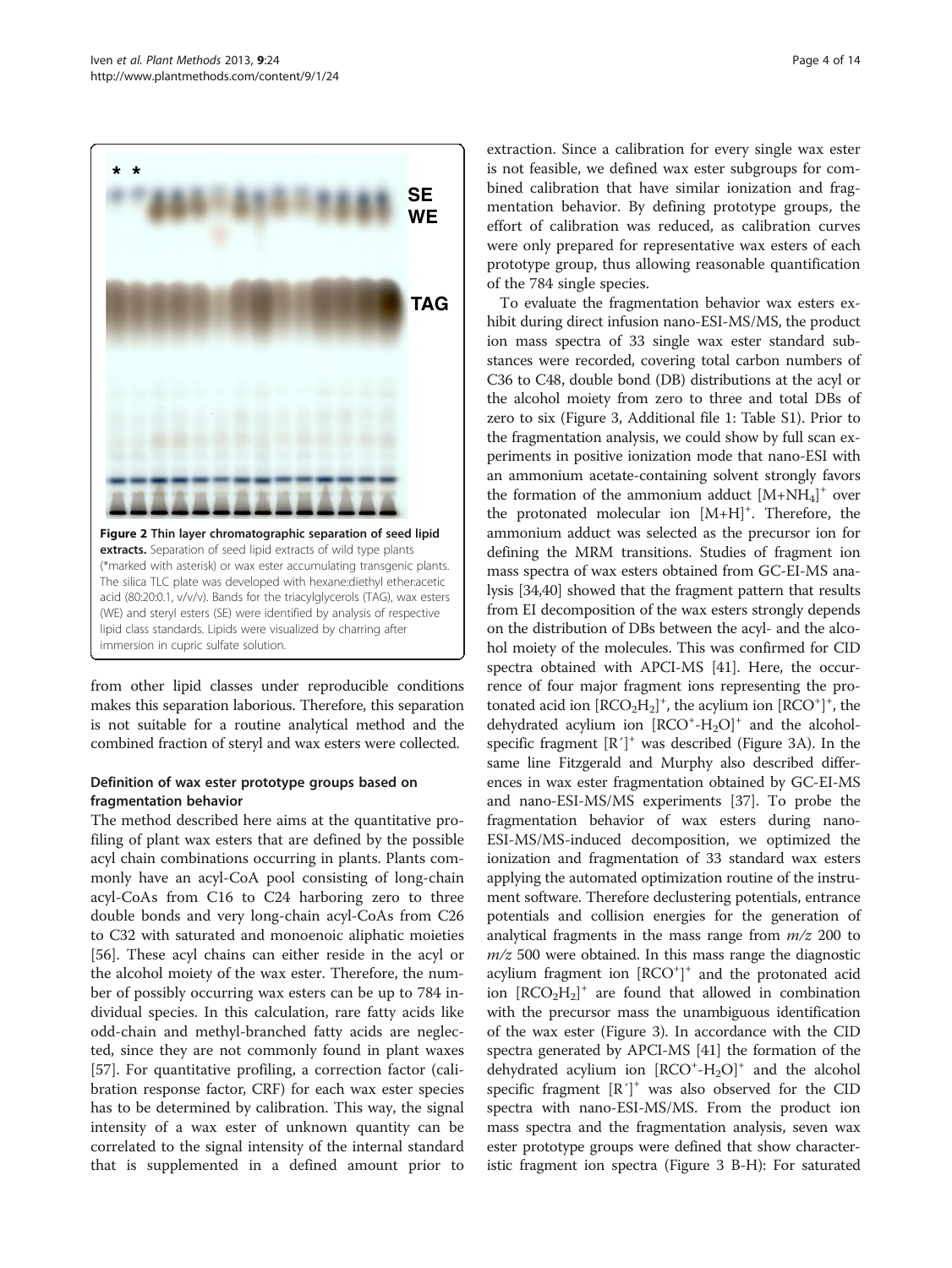Figure 2 Thin layer chromatographic separation of seed lipid extracts. Separation of seed lipid extracts of wild type plants (*marked with asterisk) or wax ester accumulating transgenic plants. The silica TLC plate was developed with hexane:diethyl ether:acetic acid (80:20:0.1, v/v/v). Bands for the triacylglycerols (TAG), wax esters (WE) and steryl esters (SE) were identified by analysis of respective lipid class standards. Lipids were visualized by charring after immersion in cupric sulfate solution.

from other lipid classes under reproducible conditions makes this separation laborious. Therefore, this separation is not suitable for a routine analytical method and the combined fraction of steryl and wax esters were collected.

### Definition of wax ester prototype groups based on fragmentation behavior

The method described here aims at the quantitative profiling of plant wax esters that are defined by the possible acyl chain combinations occurring in plants. Plants commonly have an acyl-CoA pool consisting of long-chain acyl-CoAs from C16 to C24 harboring zero to three double bonds and very long-chain acyl-CoAs from C26 to C32 with saturated and monoenoic aliphatic moieties [56]. These acyl chains can either reside in the acyl or the alcohol moiety of the wax ester. Therefore, the number of possibly occurring wax esters can be up to 784 individual species. In this calculation, rare fatty acids like odd-chain and methyl-branched fatty acids are neglected, since they are not commonly found in plant waxes [57]. For quantitative profiling, a correction factor (calibration response factor, CRF) for each wax ester species has to be determined by calibration. This way, the signal intensity of a wax ester of unknown quantity can be correlated to the signal intensity of the internal standard that is supplemented in a defined amount prior to extraction. Since a calibration for every single wax ester is not feasible, we defined wax ester subgroups for combined calibration that have similar ionization and fragmentation behavior. By defining prototype groups, the effort of calibration was reduced, as calibration curves were only prepared for representative wax esters of each prototype group, thus allowing reasonable quantification of the 784 single species.

To evaluate the fragmentation behavior wax esters exhibit during direct infusion nano-ESI-MS/MS, the product ion mass spectra of 33 single wax ester standard substances were recorded, covering total carbon numbers of C36 to C48, double bond (DB) distributions at the acyl or the alcohol moiety from zero to three and total DBs of zero to six (Figure 3, Additional file 1: Table S1). Prior to the fragmentation analysis, we could show by full scan experiments in positive ionization mode that nano-ESI with an ammonium acetate-containing solvent strongly favors the formation of the ammonium adduct $[M+NH_4]^+$ over the protonated molecular ion $[M+H]^+$. Therefore, the ammonium adduct was selected as the precursor ion for defining the MRM transitions. Studies of fragment ion mass spectra of wax esters obtained from GC-EI-MS analysis [34,40] showed that the fragment pattern that results from EI decomposition of the wax esters strongly depends on the distribution of DBs between the acyl- and the alcohol moiety of the molecules. This was confirmed for CID spectra obtained with APCI-MS [41]. Here, the occurrence of four major fragment ions representing the protonated acid ion $[RCO_2H_2]^+$, the acylium ion $[RCO^+]^+$, the dehydrated acylium ion $[RCO^+\text{-}H_2O]^+$ and the alcohol-specific fragment $[R']^+$ was described (Figure 3A). In the same line Fitzgerald and Murphy also described differences in wax ester fragmentation obtained by GC-EI-MS and nano-ESI-MS/MS experiments [37]. To probe the fragmentation behavior of wax esters during nano-ESI-MS/MS-induced decomposition, we optimized the ionization and fragmentation of 33 standard wax esters applying the automated optimization routine of the instrument software. Therefore declustering potentials, entrance potentials and collision energies for the generation of analytical fragments in the mass range from *m/z* 200 to *m/z* 500 were obtained. In this mass range the diagnostic acylium fragment ion $[RCO^+]^+$ and the protonated acid ion $[RCO_2H_2]^+$ are found that allowed in combination with the precursor mass the unambiguous identification of the wax ester (Figure 3). In accordance with the CID spectra generated by APCI-MS [41] the formation of the dehydrated acylium ion $[RCO^+\text{-}H_2O]^+$ and the alcohol specific fragment $[R']^+$ was also observed for the CID spectra with nano-ESI-MS/MS. From the product ion mass spectra and the fragmentation analysis, seven wax ester prototype groups were defined that show characteristic fragment ion spectra (Figure 3 B-H): For saturated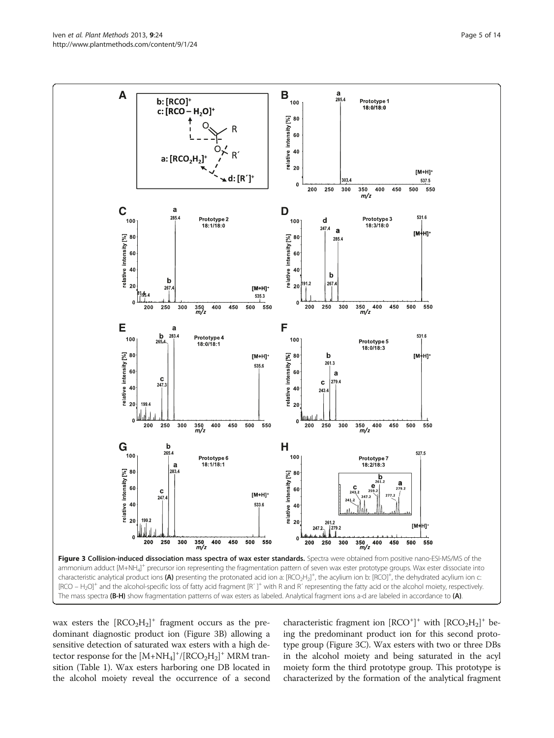**Figure 3 Collision-induced dissociation mass spectra of wax ester standards.** Spectra were obtained from positive nano-ESI-MS/MS of the ammonium adduct $[M+NH_4]^+$ precursor ion representing the fragmentation pattern of seven wax ester prototype groups. Wax ester dissociate into characteristic analytical product ions **(A)** presenting the protonated acid ion a: $[RCO_2H_2]^+$, the acylium ion b: $[RCO]^+$, the dehydrated acylium ion c: $[RCO - H_2O]^+$ and the alcohol-specific loss of fatty acid fragment $[R']^+$ with R and R′ representing the fatty acid or the alcohol moiety, respectively. The mass spectra **(B-H)** show fragmentation patterns of wax esters as labeled. Analytical fragment ions a-d are labeled in accordance to **(A)**.

wax esters the $[RCO_2H_2]^+$ fragment occurs as the predominant diagnostic product ion (Figure 3B) allowing a sensitive detection of saturated wax esters with a high detector response for the $[M+NH_4]^+/[RCO_2H_2]^+$ MRM transition (Table 1). Wax esters harboring one DB located in the alcohol moiety reveal the occurrence of a second characteristic fragment ion $[RCO^+]^+$ with $[RCO_2H_2]^+$ being the predominant product ion for this second prototype group (Figure 3C). Wax esters with two or three DBs in the alcohol moiety and being saturated in the acyl moiety form the third prototype group. This prototype is characterized by the formation of the analytical fragment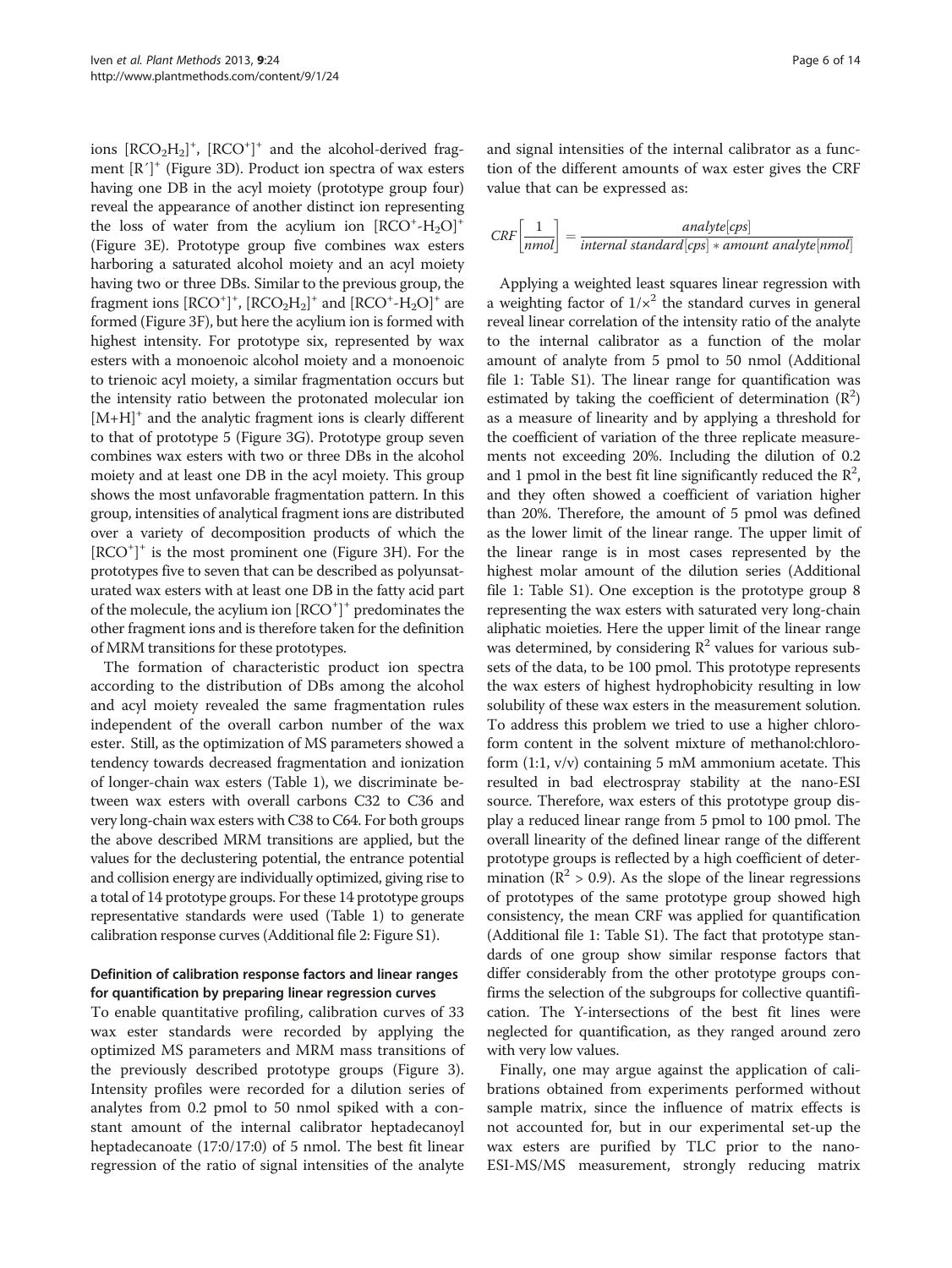ions $[RCO_2H_2]^+$, $[RCO^+]^+$ and the alcohol-derived fragment $[R']^+$ (Figure 3D). Product ion spectra of wax esters having one DB in the acyl moiety (prototype group four) reveal the appearance of another distinct ion representing the loss of water from the acylium ion $[RCO^+\text{-}H_2O]^+$ (Figure 3E). Prototype group five combines wax esters harboring a saturated alcohol moiety and an acyl moiety having two or three DBs. Similar to the previous group, the fragment ions $[RCO^+]^+$, $[RCO_2H_2]^+$ and $[RCO^+\text{-}H_2O]^+$ are formed (Figure 3F), but here the acylium ion is formed with highest intensity. For prototype six, represented by wax esters with a monoenoic alcohol moiety and a monoenoic to trienoic acyl moiety, a similar fragmentation occurs but the intensity ratio between the protonated molecular ion $[M+H]^+$ and the analytic fragment ions is clearly different to that of prototype 5 (Figure 3G). Prototype group seven combines wax esters with two or three DBs in the alcohol moiety and at least one DB in the acyl moiety. This group shows the most unfavorable fragmentation pattern. In this group, intensities of analytical fragment ions are distributed over a variety of decomposition products of which the $[RCO^+]^+$ is the most prominent one (Figure 3H). For the prototypes five to seven that can be described as polyunsaturated wax esters with at least one DB in the fatty acid part of the molecule, the acylium ion $[RCO^+]^+$ predominates the other fragment ions and is therefore taken for the definition of MRM transitions for these prototypes.

The formation of characteristic product ion spectra according to the distribution of DBs among the alcohol and acyl moiety revealed the same fragmentation rules independent of the overall carbon number of the wax ester. Still, as the optimization of MS parameters showed a tendency towards decreased fragmentation and ionization of longer-chain wax esters (Table 1), we discriminate between wax esters with overall carbons C32 to C36 and very long-chain wax esters with C38 to C64. For both groups the above described MRM transitions are applied, but the values for the declustering potential, the entrance potential and collision energy are individually optimized, giving rise to a total of 14 prototype groups. For these 14 prototype groups representative standards were used (Table 1) to generate calibration response curves (Additional file 2: Figure S1).

### Definition of calibration response factors and linear ranges for quantification by preparing linear regression curves

To enable quantitative profiling, calibration curves of 33 wax ester standards were recorded by applying the optimized MS parameters and MRM mass transitions of the previously described prototype groups (Figure 3). Intensity profiles were recorded for a dilution series of analytes from 0.2 pmol to 50 nmol spiked with a constant amount of the internal calibrator heptadecanoyl heptadecanoate (17:0/17:0) of 5 nmol. The best fit linear regression of the ratio of signal intensities of the analyte and signal intensities of the internal calibrator as a function of the different amounts of wax ester gives the CRF value that can be expressed as:

$$CRF\left[\frac{1}{nmol}\right] = \frac{analyte[cps]}{internal\ standard[cps] * amount\ analyte[nmol]}$$

Applying a weighted least squares linear regression with a weighting factor of $1/x^2$ the standard curves in general reveal linear correlation of the intensity ratio of the analyte to the internal calibrator as a function of the molar amount of analyte from 5 pmol to 50 nmol (Additional file 1: Table S1). The linear range for quantification was estimated by taking the coefficient of determination ($R^2$) as a measure of linearity and by applying a threshold for the coefficient of variation of the three replicate measurements not exceeding 20%. Including the dilution of 0.2 and 1 pmol in the best fit line significantly reduced the $R^2$, and they often showed a coefficient of variation higher than 20%. Therefore, the amount of 5 pmol was defined as the lower limit of the linear range. The upper limit of the linear range is in most cases represented by the highest molar amount of the dilution series (Additional file 1: Table S1). One exception is the prototype group 8 representing the wax esters with saturated very long-chain aliphatic moieties. Here the upper limit of the linear range was determined, by considering $R^2$ values for various subsets of the data, to be 100 pmol. This prototype represents the wax esters of highest hydrophobicity resulting in low solubility of these wax esters in the measurement solution. To address this problem we tried to use a higher chloroform content in the solvent mixture of methanol:chloroform (1:1, v/v) containing 5 mM ammonium acetate. This resulted in bad electrospray stability at the nano-ESI source. Therefore, wax esters of this prototype group display a reduced linear range from 5 pmol to 100 pmol. The overall linearity of the defined linear range of the different prototype groups is reflected by a high coefficient of determination ($R^2 > 0.9$). As the slope of the linear regressions of prototypes of the same prototype group showed high consistency, the mean CRF was applied for quantification (Additional file 1: Table S1). The fact that prototype standards of one group show similar response factors that differ considerably from the other prototype groups confirms the selection of the subgroups for collective quantification. The Y-intersections of the best fit lines were neglected for quantification, as they ranged around zero with very low values.

Finally, one may argue against the application of calibrations obtained from experiments performed without sample matrix, since the influence of matrix effects is not accounted for, but in our experimental set-up the wax esters are purified by TLC prior to the nano-ESI-MS/MS measurement, strongly reducing matrix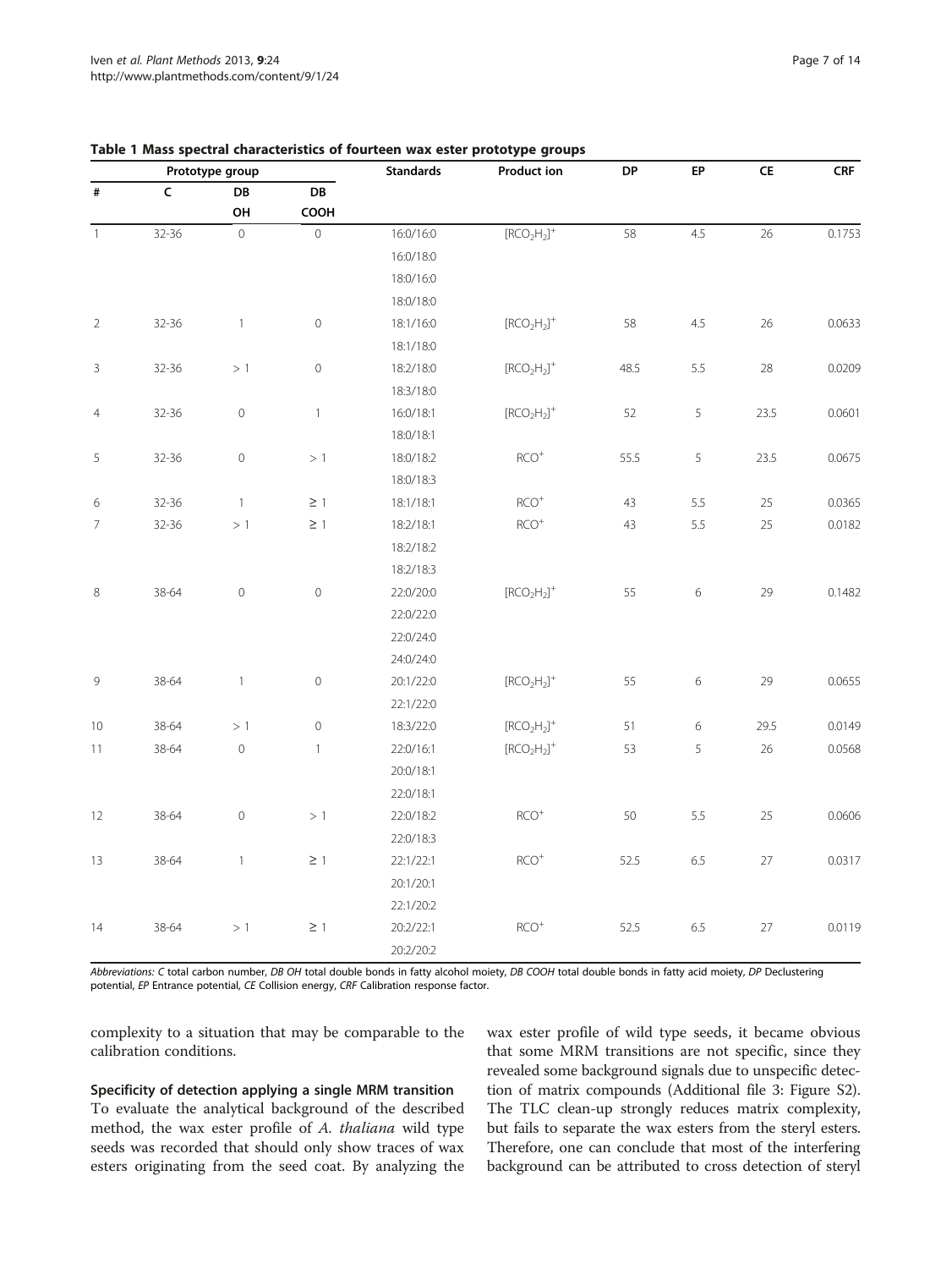**Table 1 Mass spectral characteristics of fourteen wax ester prototype groups**

| Prototype group | | | | Standards | Product ion | DP | EP | CE | CRF |
|---|---|---|---|---|---|---|---|---|---|
| # | C | DB OH | DB COOH | | | | | | |
| 1 | 32-36 | 0 | 0 | 16:0/16:0 | $[RCO_2H_2]^+$ | 58 | 4.5 | 26 | 0.1753 |
| | | | | 16:0/18:0 | | | | | |
| | | | | 18:0/16:0 | | | | | |
| | | | | 18:0/18:0 | | | | | |
| 2 | 32-36 | 1 | 0 | 18:1/16:0 | $[RCO_2H_2]^+$ | 58 | 4.5 | 26 | 0.0633 |
| | | | | 18:1/18:0 | | | | | |
| 3 | 32-36 | > 1 | 0 | 18:2/18:0 | $[RCO_2H_2]^+$ | 48.5 | 5.5 | 28 | 0.0209 |
| | | | | 18:3/18:0 | | | | | |
| 4 | 32-36 | 0 | 1 | 16:0/18:1 | $[RCO_2H_2]^+$ | 52 | 5 | 23.5 | 0.0601 |
| | | | | 18:0/18:1 | | | | | |
| 5 | 32-36 | 0 | > 1 | 18:0/18:2 | $RCO^+$ | 55.5 | 5 | 23.5 | 0.0675 |
| | | | | 18:0/18:3 | | | | | |
| 6 | 32-36 | 1 | ≥ 1 | 18:1/18:1 | $RCO^+$ | 43 | 5.5 | 25 | 0.0365 |
| 7 | 32-36 | > 1 | ≥ 1 | 18:2/18:1 | $RCO^+$ | 43 | 5.5 | 25 | 0.0182 |
| | | | | 18:2/18:2 | | | | | |
| | | | | 18:2/18:3 | | | | | |
| 8 | 38-64 | 0 | 0 | 22:0/20:0 | $[RCO_2H_2]^+$ | 55 | 6 | 29 | 0.1482 |
| | | | | 22:0/22:0 | | | | | |
| | | | | 22:0/24:0 | | | | | |
| | | | | 24:0/24:0 | | | | | |
| 9 | 38-64 | 1 | 0 | 20:1/22:0 | $[RCO_2H_2]^+$ | 55 | 6 | 29 | 0.0655 |
| | | | | 22:1/22:0 | | | | | |
| 10 | 38-64 | > 1 | 0 | 18:3/22:0 | $[RCO_2H_2]^+$ | 51 | 6 | 29.5 | 0.0149 |
| 11 | 38-64 | 0 | 1 | 22:0/16:1 | $[RCO_2H_2]^+$ | 53 | 5 | 26 | 0.0568 |
| | | | | 20:0/18:1 | | | | | |
| | | | | 22:0/18:1 | | | | | |
| 12 | 38-64 | 0 | > 1 | 22:0/18:2 | $RCO^+$ | 50 | 5.5 | 25 | 0.0606 |
| | | | | 22:0/18:3 | | | | | |
| 13 | 38-64 | 1 | ≥ 1 | 22:1/22:1 | $RCO^+$ | 52.5 | 6.5 | 27 | 0.0317 |
| | | | | 20:1/20:1 | | | | | |
| | | | | 22:1/20:2 | | | | | |
| 14 | 38-64 | > 1 | ≥ 1 | 20:2/22:1 | $RCO^+$ | 52.5 | 6.5 | 27 | 0.0119 |
| | | | | 20:2/20:2 | | | | | |

*Abbreviations: C* total carbon number, *DB OH* total double bonds in fatty alcohol moiety, *DB COOH* total double bonds in fatty acid moiety, *DP* Declustering potential, *EP* Entrance potential, *CE* Collision energy, *CRF* Calibration response factor.

complexity to a situation that may be comparable to the calibration conditions.

### Specificity of detection applying a single MRM transition

To evaluate the analytical background of the described method, the wax ester profile of *A. thaliana* wild type seeds was recorded that should only show traces of wax esters originating from the seed coat. By analyzing the wax ester profile of wild type seeds, it became obvious that some MRM transitions are not specific, since they revealed some background signals due to unspecific detection of matrix compounds (Additional file 3: Figure S2). The TLC clean-up strongly reduces matrix complexity, but fails to separate the wax esters from the steryl esters. Therefore, one can conclude that most of the interfering background can be attributed to cross detection of steryl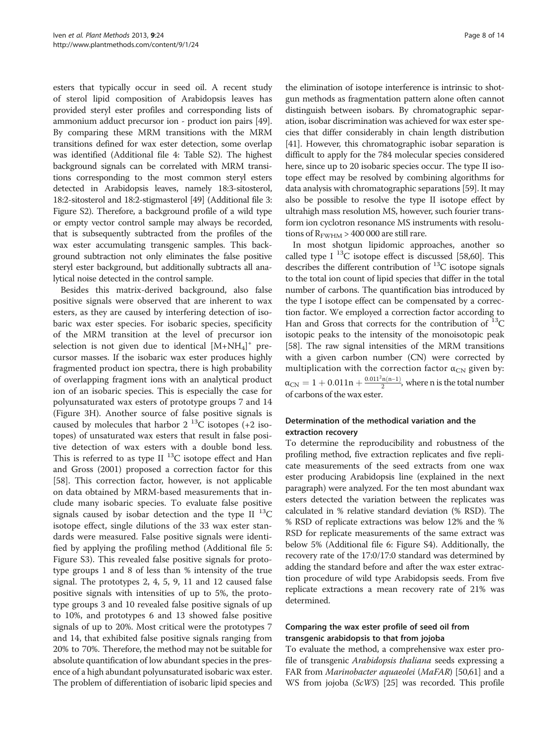esters that typically occur in seed oil. A recent study of sterol lipid composition of Arabidopsis leaves has provided steryl ester profiles and corresponding lists of ammonium adduct precursor ion - product ion pairs [49]. By comparing these MRM transitions with the MRM transitions defined for wax ester detection, some overlap was identified (Additional file 4: Table S2). The highest background signals can be correlated with MRM transitions corresponding to the most common steryl esters detected in Arabidopsis leaves, namely 18:3-sitosterol, 18:2-sitosterol and 18:2-stigmasterol [49] (Additional file 3: Figure S2). Therefore, a background profile of a wild type or empty vector control sample may always be recorded, that is subsequently subtracted from the profiles of the wax ester accumulating transgenic samples. This background subtraction not only eliminates the false positive steryl ester background, but additionally subtracts all analytical noise detected in the control sample.

Besides this matrix-derived background, also false positive signals were observed that are inherent to wax esters, as they are caused by interfering detection of isobaric wax ester species. For isobaric species, specificity of the MRM transition at the level of precursor ion selection is not given due to identical $[M+NH_4]^+$ precursor masses. If the isobaric wax ester produces highly fragmented product ion spectra, there is high probability of overlapping fragment ions with an analytical product ion of an isobaric species. This is especially the case for polyunsaturated wax esters of prototype groups 7 and 14 (Figure 3H). Another source of false positive signals is caused by molecules that harbor 2 $^{13}C$ isotopes (+2 isotopes) of unsaturated wax esters that result in false positive detection of wax esters with a double bond less. This is referred to as type II $^{13}C$ isotope effect and Han and Gross (2001) proposed a correction factor for this [58]. This correction factor, however, is not applicable on data obtained by MRM-based measurements that include many isobaric species. To evaluate false positive signals caused by isobar detection and the type II $^{13}C$ isotope effect, single dilutions of the 33 wax ester standards were measured. False positive signals were identified by applying the profiling method (Additional file 5: Figure S3). This revealed false positive signals for prototype groups 1 and 8 of less than % intensity of the true signal. The prototypes 2, 4, 5, 9, 11 and 12 caused false positive signals with intensities of up to 5%, the prototype groups 3 and 10 revealed false positive signals of up to 10%, and prototypes 6 and 13 showed false positive signals of up to 20%. Most critical were the prototypes 7 and 14, that exhibited false positive signals ranging from 20% to 70%. Therefore, the method may not be suitable for absolute quantification of low abundant species in the presence of a high abundant polyunsaturated isobaric wax ester. The problem of differentiation of isobaric lipid species and the elimination of isotope interference is intrinsic to shotgun methods as fragmentation pattern alone often cannot distinguish between isobars. By chromatographic separation, isobar discrimination was achieved for wax ester species that differ considerably in chain length distribution [41]. However, this chromatographic isobar separation is difficult to apply for the 784 molecular species considered here, since up to 20 isobaric species occur. The type II isotope effect may be resolved by combining algorithms for data analysis with chromatographic separations [59]. It may also be possible to resolve the type II isotope effect by ultrahigh mass resolution MS, however, such fourier transform ion cyclotron resonance MS instruments with resolutions of $R_{FWHM}$ > 400 000 are still rare.

In most shotgun lipidomic approaches, another so called type I $^{13}C$ isotope effect is discussed [58,60]. This describes the different contribution of $^{13}C$ isotope signals to the total ion count of lipid species that differ in the total number of carbons. The quantification bias introduced by the type I isotope effect can be compensated by a correction factor. We employed a correction factor according to Han and Gross that corrects for the contribution of $^{13}C$ isotopic peaks to the intensity of the monoisotopic peak [58]. The raw signal intensities of the MRM transitions with a given carbon number (CN) were corrected by multiplication with the correction factor $\alpha_{CN}$ given by: $\alpha_{CN} = 1 + 0.011n + \frac{0.011^2 n(n-1)}{2}$, where n is the total number of carbons of the wax ester.

### Determination of the methodical variation and the extraction recovery

To determine the reproducibility and robustness of the profiling method, five extraction replicates and five replicate measurements of the seed extracts from one wax ester producing Arabidopsis line (explained in the next paragraph) were analyzed. For the ten most abundant wax esters detected the variation between the replicates was calculated in % relative standard deviation (% RSD). The % RSD of replicate extractions was below 12% and the % RSD for replicate measurements of the same extract was below 5% (Additional file 6: Figure S4). Additionally, the recovery rate of the 17:0/17:0 standard was determined by adding the standard before and after the wax ester extraction procedure of wild type Arabidopsis seeds. From five replicate extractions a mean recovery rate of 21% was determined.

### Comparing the wax ester profile of seed oil from transgenic arabidopsis to that from jojoba

To evaluate the method, a comprehensive wax ester profile of transgenic *Arabidopsis thaliana* seeds expressing a FAR from *Marinobacter aquaeolei* (*MaFAR*) [50,61] and a WS from jojoba (*ScWS*) [25] was recorded. This profile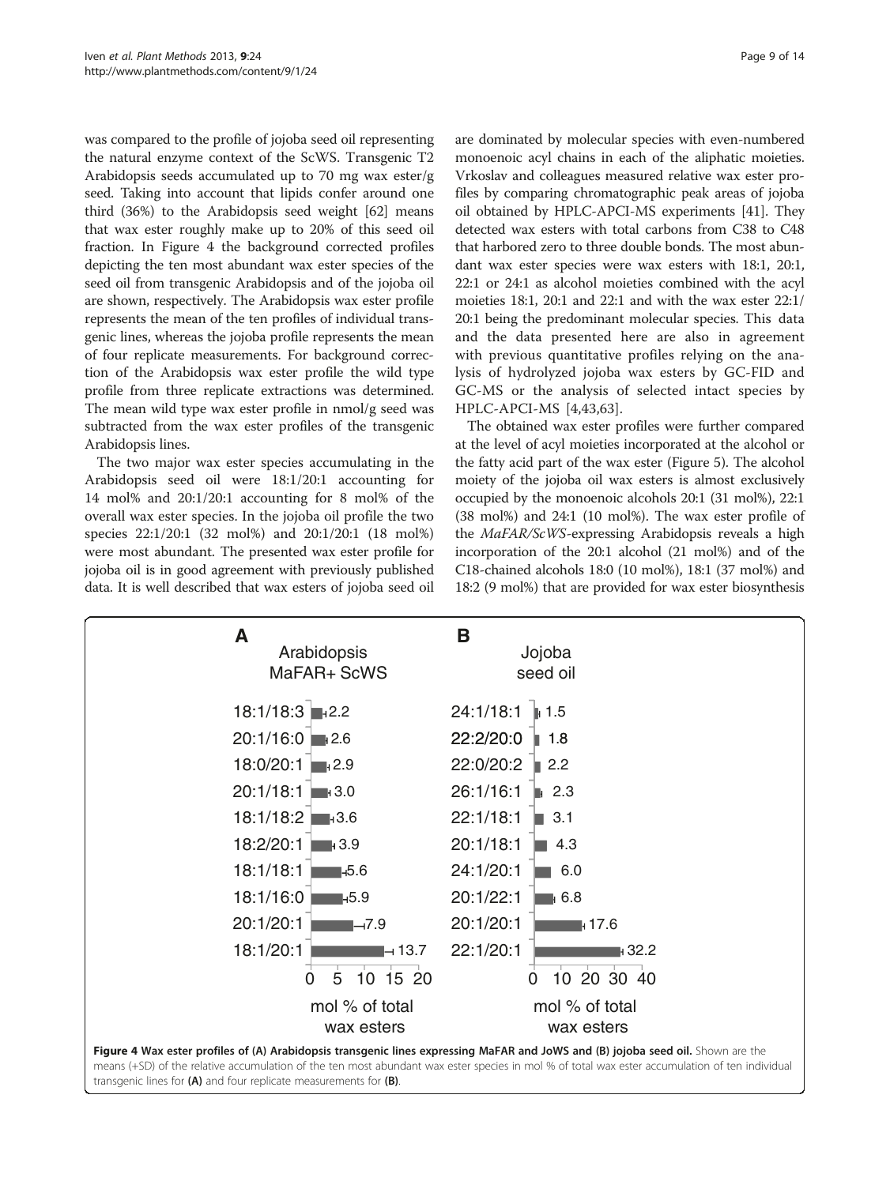was compared to the profile of jojoba seed oil representing the natural enzyme context of the ScWS. Transgenic T2 Arabidopsis seeds accumulated up to 70 mg wax ester/g seed. Taking into account that lipids confer around one third (36%) to the Arabidopsis seed weight [62] means that wax ester roughly make up to 20% of this seed oil fraction. In Figure 4 the background corrected profiles depicting the ten most abundant wax ester species of the seed oil from transgenic Arabidopsis and of the jojoba oil are shown, respectively. The Arabidopsis wax ester profile represents the mean of the ten profiles of individual transgenic lines, whereas the jojoba profile represents the mean of four replicate measurements. For background correction of the Arabidopsis wax ester profile the wild type profile from three replicate extractions was determined. The mean wild type wax ester profile in nmol/g seed was subtracted from the wax ester profiles of the transgenic Arabidopsis lines.

The two major wax ester species accumulating in the Arabidopsis seed oil were 18:1/20:1 accounting for 14 mol% and 20:1/20:1 accounting for 8 mol% of the overall wax ester species. In the jojoba oil profile the two species 22:1/20:1 (32 mol%) and 20:1/20:1 (18 mol%) were most abundant. The presented wax ester profile for jojoba oil is in good agreement with previously published data. It is well described that wax esters of jojoba seed oil are dominated by molecular species with even-numbered monoenoic acyl chains in each of the aliphatic moieties. Vrkoslav and colleagues measured relative wax ester profiles by comparing chromatographic peak areas of jojoba oil obtained by HPLC-APCI-MS experiments [41]. They detected wax esters with total carbons from C38 to C48 that harbored zero to three double bonds. The most abundant wax ester species were wax esters with 18:1, 20:1, 22:1 or 24:1 as alcohol moieties combined with the acyl moieties 18:1, 20:1 and 22:1 and with the wax ester 22:1/20:1 being the predominant molecular species. This data and the data presented here are also in agreement with previous quantitative profiles relying on the analysis of hydrolyzed jojoba wax esters by GC-FID and GC-MS or the analysis of selected intact species by HPLC-APCI-MS [4,43,63].

The obtained wax ester profiles were further compared at the level of acyl moieties incorporated at the alcohol or the fatty acid part of the wax ester (Figure 5). The alcohol moiety of the jojoba oil wax esters is almost exclusively occupied by the monoenoic alcohols 20:1 (31 mol%), 22:1 (38 mol%) and 24:1 (10 mol%). The wax ester profile of the *MaFAR/ScWS*-expressing Arabidopsis reveals a high incorporation of the 20:1 alcohol (21 mol%) and of the C18-chained alcohols 18:0 (10 mol%), 18:1 (37 mol%) and 18:2 (9 mol%) that are provided for wax ester biosynthesis

| A: Arabidopsis MaFAR+ ScWS | mol % of total wax esters | B: Jojoba seed oil | mol % of total wax esters |
|---|---|---|---|
| 18:1/18:3 | 2.2 | 24:1/18:1 | 1.5 |
| 20:1/16:0 | 2.6 | 22:2/20:0 | 1.8 |
| 18:0/20:1 | 2.9 | 22:0/20:2 | 2.2 |
| 20:1/18:1 | 3.0 | 26:1/16:1 | 2.3 |
| 18:1/18:2 | 3.6 | 22:1/18:1 | 3.1 |
| 18:2/20:1 | 3.9 | 20:1/18:1 | 4.3 |
| 18:1/18:1 | 5.6 | 24:1/20:1 | 6.0 |
| 18:1/16:0 | 5.9 | 20:1/22:1 | 6.8 |
| 20:1/20:1 | 7.9 | 20:1/20:1 | 17.6 |
| 18:1/20:1 | 13.7 | 22:1/20:1 | 32.2 |

**Figure 4 Wax ester profiles of (A) Arabidopsis transgenic lines expressing MaFAR and JoWS and (B) jojoba seed oil.** Shown are the means (+SD) of the relative accumulation of the ten most abundant wax ester species in mol % of total wax ester accumulation of ten individual transgenic lines for **(A)** and four replicate measurements for **(B)**.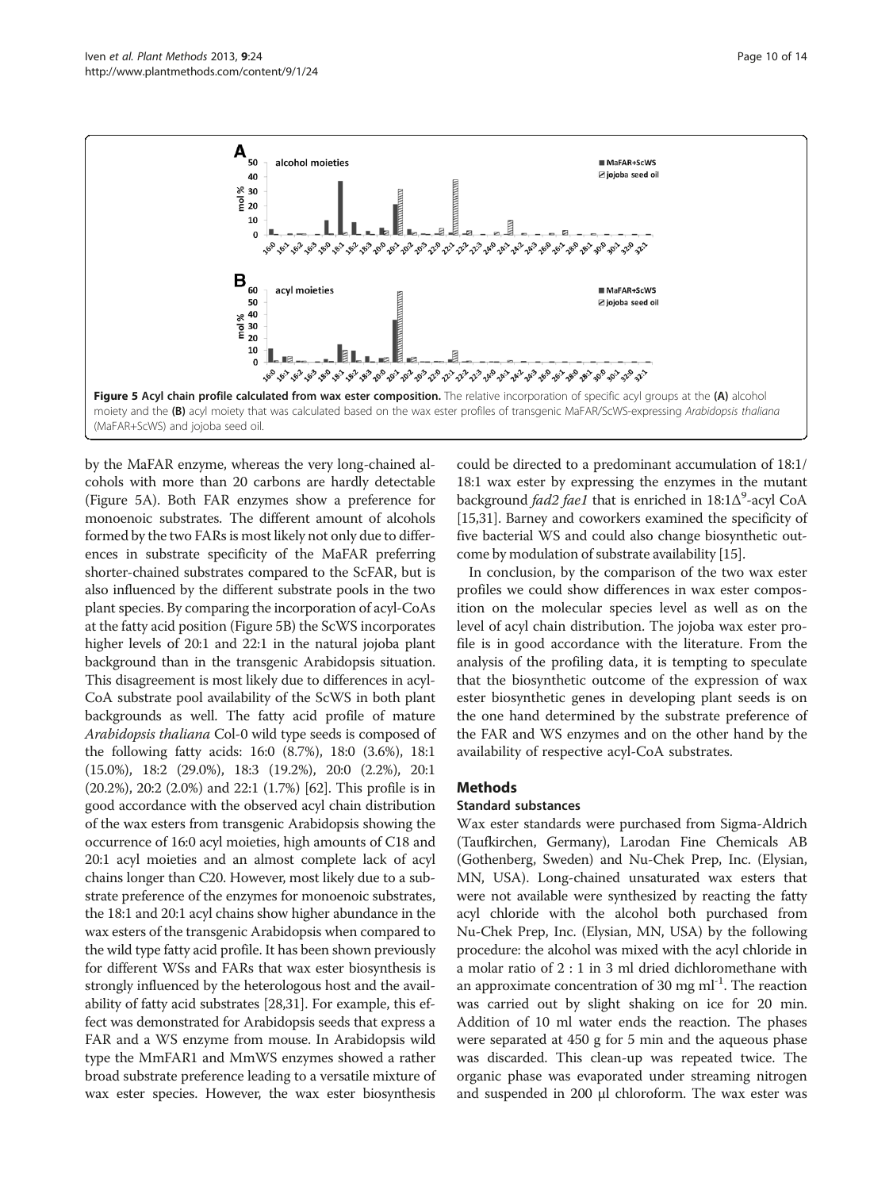**Figure 5 Acyl chain profile calculated from wax ester composition.** The relative incorporation of specific acyl groups at the **(A)** alcohol moiety and the **(B)** acyl moiety that was calculated based on the wax ester profiles of transgenic MaFAR/ScWS-expressing *Arabidopsis thaliana* (MaFAR+ScWS) and jojoba seed oil.

by the MaFAR enzyme, whereas the very long-chained alcohols with more than 20 carbons are hardly detectable (Figure 5A). Both FAR enzymes show a preference for monoenoic substrates. The different amount of alcohols formed by the two FARs is most likely not only due to differences in substrate specificity of the MaFAR preferring shorter-chained substrates compared to the ScFAR, but is also influenced by the different substrate pools in the two plant species. By comparing the incorporation of acyl-CoAs at the fatty acid position (Figure 5B) the ScWS incorporates higher levels of 20:1 and 22:1 in the natural jojoba plant background than in the transgenic Arabidopsis situation. This disagreement is most likely due to differences in acyl-CoA substrate pool availability of the ScWS in both plant backgrounds as well. The fatty acid profile of mature *Arabidopsis thaliana* Col-0 wild type seeds is composed of the following fatty acids: 16:0 (8.7%), 18:0 (3.6%), 18:1 (15.0%), 18:2 (29.0%), 18:3 (19.2%), 20:0 (2.2%), 20:1 (20.2%), 20:2 (2.0%) and 22:1 (1.7%) [62]. This profile is in good accordance with the observed acyl chain distribution of the wax esters from transgenic Arabidopsis showing the occurrence of 16:0 acyl moieties, high amounts of C18 and 20:1 acyl moieties and an almost complete lack of acyl chains longer than C20. However, most likely due to a substrate preference of the enzymes for monoenoic substrates, the 18:1 and 20:1 acyl chains show higher abundance in the wax esters of the transgenic Arabidopsis when compared to the wild type fatty acid profile. It has been shown previously for different WSs and FARs that wax ester biosynthesis is strongly influenced by the heterologous host and the availability of fatty acid substrates [28,31]. For example, this effect was demonstrated for Arabidopsis seeds that express a FAR and a WS enzyme from mouse. In Arabidopsis wild type the MmFAR1 and MmWS enzymes showed a rather broad substrate preference leading to a versatile mixture of wax ester species. However, the wax ester biosynthesis could be directed to a predominant accumulation of 18:1/18:1 wax ester by expressing the enzymes in the mutant background *fad2 fae1* that is enriched in 18:1$\Delta^9$-acyl CoA [15,31]. Barney and coworkers examined the specificity of five bacterial WS and could also change biosynthetic outcome by modulation of substrate availability [15].

In conclusion, by the comparison of the two wax ester profiles we could show differences in wax ester composition on the molecular species level as well as on the level of acyl chain distribution. The jojoba wax ester profile is in good accordance with the literature. From the analysis of the profiling data, it is tempting to speculate that the biosynthetic outcome of the expression of wax ester biosynthetic genes in developing plant seeds is on the one hand determined by the substrate preference of the FAR and WS enzymes and on the other hand by the availability of respective acyl-CoA substrates.

## Methods

### Standard substances

Wax ester standards were purchased from Sigma-Aldrich (Taufkirchen, Germany), Larodan Fine Chemicals AB (Gothenberg, Sweden) and Nu-Chek Prep, Inc. (Elysian, MN, USA). Long-chained unsaturated wax esters that were not available were synthesized by reacting the fatty acyl chloride with the alcohol both purchased from Nu-Chek Prep, Inc. (Elysian, MN, USA) by the following procedure: the alcohol was mixed with the acyl chloride in a molar ratio of 2 : 1 in 3 ml dried dichloromethane with an approximate concentration of 30 mg ml$^{-1}$. The reaction was carried out by slight shaking on ice for 20 min. Addition of 10 ml water ends the reaction. The phases were separated at 450 g for 5 min and the aqueous phase was discarded. This clean-up was repeated twice. The organic phase was evaporated under streaming nitrogen and suspended in 200 µl chloroform. The wax ester was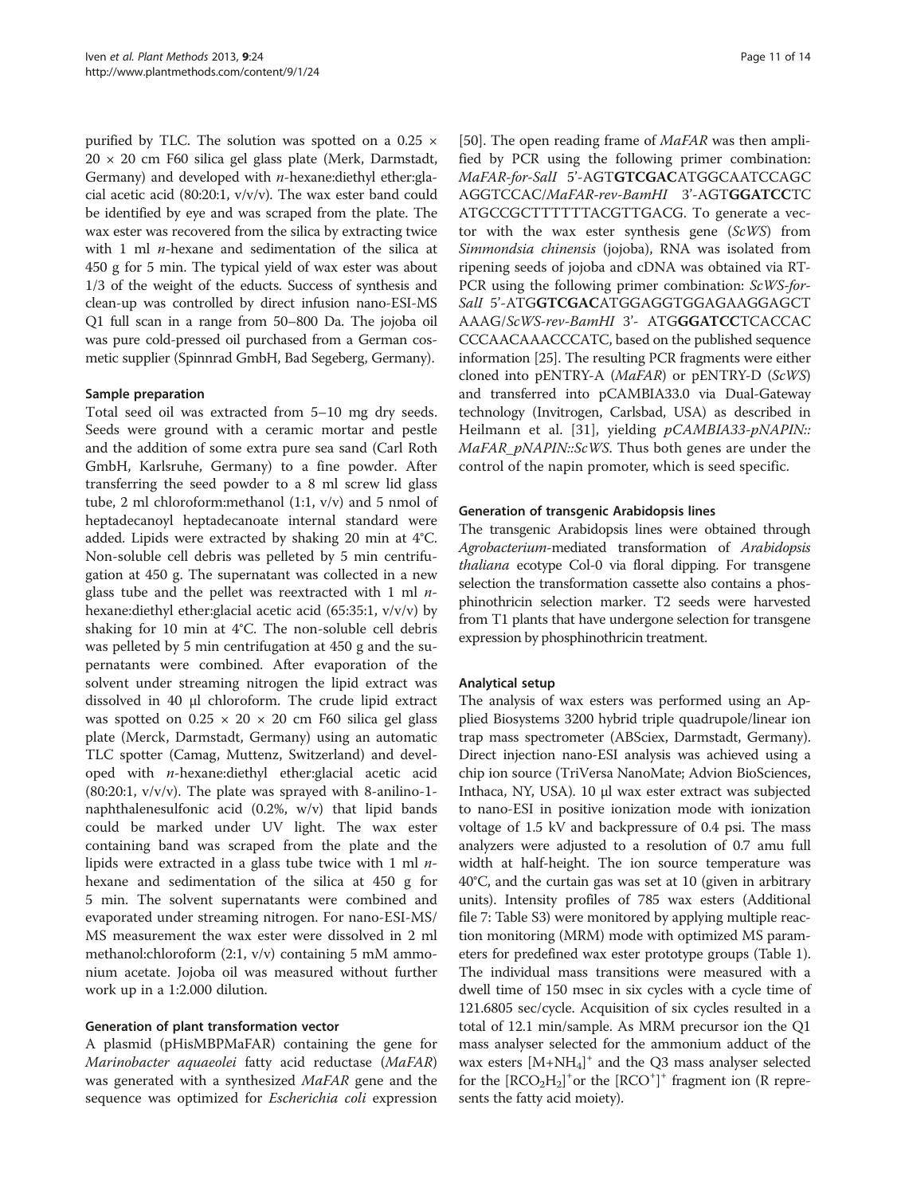purified by TLC. The solution was spotted on a 0.25 × 20 × 20 cm F60 silica gel glass plate (Merk, Darmstadt, Germany) and developed with *n*-hexane:diethyl ether:glacial acetic acid (80:20:1, v/v/v). The wax ester band could be identified by eye and was scraped from the plate. The wax ester was recovered from the silica by extracting twice with 1 ml *n*-hexane and sedimentation of the silica at 450 g for 5 min. The typical yield of wax ester was about 1/3 of the weight of the educts. Success of synthesis and clean-up was controlled by direct infusion nano-ESI-MS Q1 full scan in a range from 50–800 Da. The jojoba oil was pure cold-pressed oil purchased from a German cosmetic supplier (Spinnrad GmbH, Bad Segeberg, Germany).

### Sample preparation

Total seed oil was extracted from 5–10 mg dry seeds. Seeds were ground with a ceramic mortar and pestle and the addition of some extra pure sea sand (Carl Roth GmbH, Karlsruhe, Germany) to a fine powder. After transferring the seed powder to a 8 ml screw lid glass tube, 2 ml chloroform:methanol (1:1, v/v) and 5 nmol of heptadecanoyl heptadecanoate internal standard were added. Lipids were extracted by shaking 20 min at 4°C. Non-soluble cell debris was pelleted by 5 min centrifugation at 450 g. The supernatant was collected in a new glass tube and the pellet was reextracted with 1 ml *n*-hexane:diethyl ether:glacial acetic acid (65:35:1, v/v/v) by shaking for 10 min at 4°C. The non-soluble cell debris was pelleted by 5 min centrifugation at 450 g and the supernatants were combined. After evaporation of the solvent under streaming nitrogen the lipid extract was dissolved in 40 μl chloroform. The crude lipid extract was spotted on 0.25 × 20 × 20 cm F60 silica gel glass plate (Merck, Darmstadt, Germany) using an automatic TLC spotter (Camag, Muttenz, Switzerland) and developed with *n*-hexane:diethyl ether:glacial acetic acid (80:20:1, v/v/v). The plate was sprayed with 8-anilino-1-naphthalenesulfonic acid (0.2%, w/v) that lipid bands could be marked under UV light. The wax ester containing band was scraped from the plate and the lipids were extracted in a glass tube twice with 1 ml *n*-hexane and sedimentation of the silica at 450 g for 5 min. The solvent supernatants were combined and evaporated under streaming nitrogen. For nano-ESI-MS/MS measurement the wax ester were dissolved in 2 ml methanol:chloroform (2:1, v/v) containing 5 mM ammonium acetate. Jojoba oil was measured without further work up in a 1:2.000 dilution.

### Generation of plant transformation vector

A plasmid (pHisMBPMaFAR) containing the gene for *Marinobacter aquaeolei* fatty acid reductase (*MaFAR*) was generated with a synthesized *MaFAR* gene and the sequence was optimized for *Escherichia coli* expression [50]. The open reading frame of *MaFAR* was then amplified by PCR using the following primer combination: *MaFAR-for-SalI* 5'-AGT**GTCGAC**ATGGCAATCCAGCAGGTCCAC/*MaFAR-rev-BamHI* 3'-AGT**GGATCC**TCATGCCGCTTTTTTACGTTGACG. To generate a vector with the wax ester synthesis gene (*ScWS*) from *Simmondsia chinensis* (jojoba), RNA was isolated from ripening seeds of jojoba and cDNA was obtained via RT-PCR using the following primer combination: *ScWS-for-SalI* 5'-ATG**GTCGAC**ATGGAGGTGGAGAAGGAGCTAAAG/*ScWS-rev-BamHI* 3'- ATG**GGATCC**TCACCACCCCAACAAACCCATC, based on the published sequence information [25]. The resulting PCR fragments were either cloned into pENTRY-A (*MaFAR*) or pENTRY-D (*ScWS*) and transferred into pCAMBIA33.0 via Dual-Gateway technology (Invitrogen, Carlsbad, USA) as described in Heilmann et al. [31], yielding *pCAMBIA33-pNAPIN::MaFAR_pNAPIN::ScWS*. Thus both genes are under the control of the napin promoter, which is seed specific.

### Generation of transgenic Arabidopsis lines

The transgenic Arabidopsis lines were obtained through *Agrobacterium*-mediated transformation of *Arabidopsis thaliana* ecotype Col-0 via floral dipping. For transgene selection the transformation cassette also contains a phosphinothricin selection marker. T2 seeds were harvested from T1 plants that have undergone selection for transgene expression by phosphinothricin treatment.

### Analytical setup

The analysis of wax esters was performed using an Applied Biosystems 3200 hybrid triple quadrupole/linear ion trap mass spectrometer (ABSciex, Darmstadt, Germany). Direct injection nano-ESI analysis was achieved using a chip ion source (TriVersa NanoMate; Advion BioSciences, Inthaca, NY, USA). 10 μl wax ester extract was subjected to nano-ESI in positive ionization mode with ionization voltage of 1.5 kV and backpressure of 0.4 psi. The mass analyzers were adjusted to a resolution of 0.7 amu full width at half-height. The ion source temperature was 40°C, and the curtain gas was set at 10 (given in arbitrary units). Intensity profiles of 785 wax esters (Additional file 7: Table S3) were monitored by applying multiple reaction monitoring (MRM) mode with optimized MS parameters for predefined wax ester prototype groups (Table 1). The individual mass transitions were measured with a dwell time of 150 msec in six cycles with a cycle time of 121.6805 sec/cycle. Acquisition of six cycles resulted in a total of 12.1 min/sample. As MRM precursor ion the Q1 mass analyser selected for the ammonium adduct of the wax esters $[M+NH_4]^+$ and the Q3 mass analyser selected for the $[RCO_2H_2]^+$ or the $[RCO^+]^+$ fragment ion (R represents the fatty acid moiety).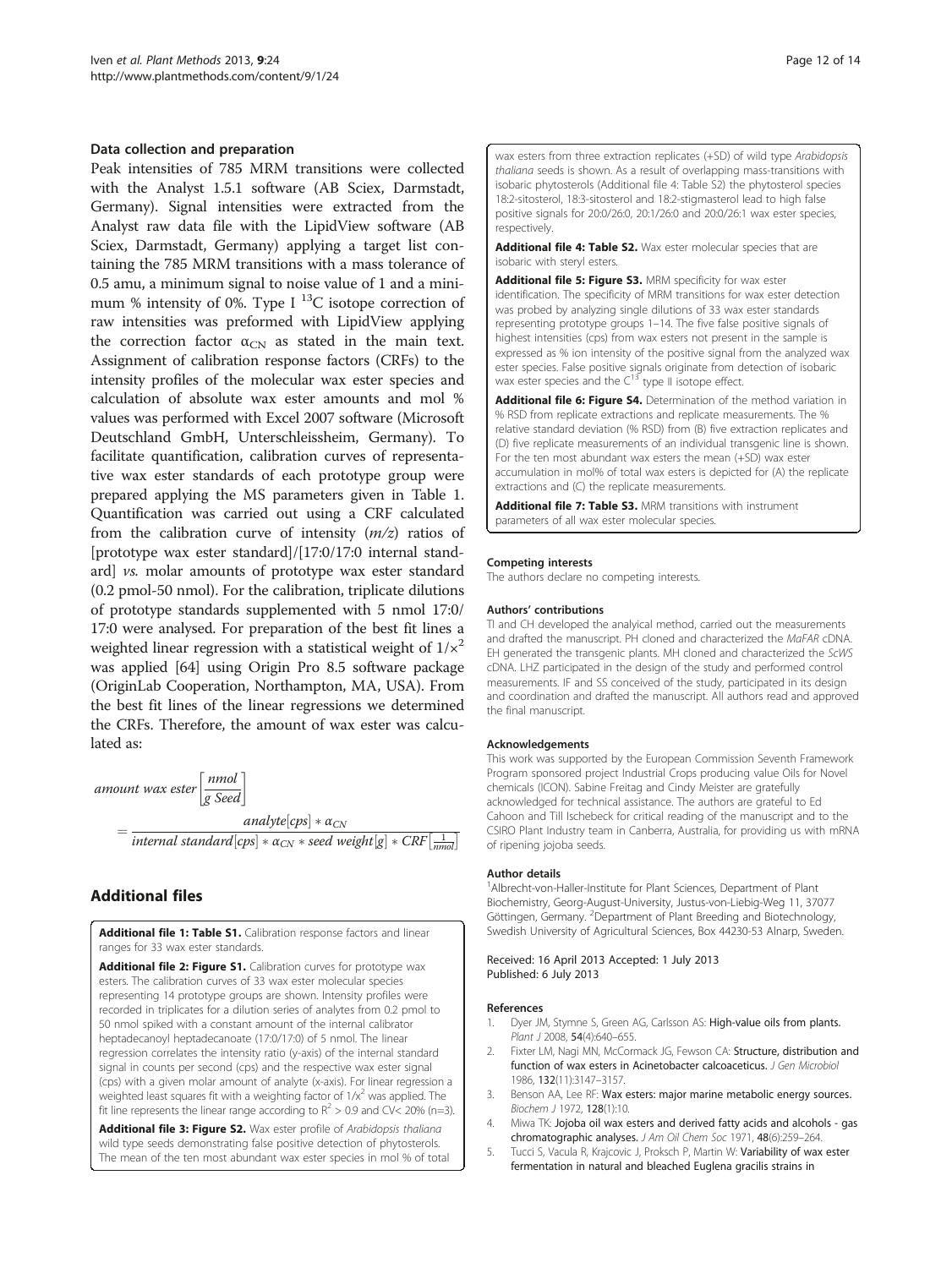### Data collection and preparation

Peak intensities of 785 MRM transitions were collected with the Analyst 1.5.1 software (AB Sciex, Darmstadt, Germany). Signal intensities were extracted from the Analyst raw data file with the LipidView software (AB Sciex, Darmstadt, Germany) applying a target list containing the 785 MRM transitions with a mass tolerance of 0.5 amu, a minimum signal to noise value of 1 and a minimum % intensity of 0%. Type I $^{13}C$ isotope correction of raw intensities was preformed with LipidView applying the correction factor $\alpha_{CN}$ as stated in the main text. Assignment of calibration response factors (CRFs) to the intensity profiles of the molecular wax ester species and calculation of absolute wax ester amounts and mol % values was performed with Excel 2007 software (Microsoft Deutschland GmbH, Unterschleissheim, Germany). To facilitate quantification, calibration curves of representative wax ester standards of each prototype group were prepared applying the MS parameters given in Table 1. Quantification was carried out using a CRF calculated from the calibration curve of intensity (*m/z*) ratios of [prototype wax ester standard]/[17:0/17:0 internal standard] *vs.* molar amounts of prototype wax ester standard (0.2 pmol-50 nmol). For the calibration, triplicate dilutions of prototype standards supplemented with 5 nmol 17:0/17:0 were analysed. For preparation of the best fit lines a weighted linear regression with a statistical weight of $1/x^2$ was applied [64] using Origin Pro 8.5 software package (OriginLab Cooperation, Northampton, MA, USA). From the best fit lines of the linear regressions we determined the CRFs. Therefore, the amount of wax ester was calculated as:

$$amount\ wax\ ester\left[\frac{nmol}{g\ Seed}\right] = \frac{analyte[cps] * \alpha_{CN}}{internal\ standard[cps] * \alpha_{CN} * seed\ weight[g] * CRF\left[\frac{1}{nmol}\right]}$$

## Additional files

**Additional file 1: Table S1.** Calibration response factors and linear ranges for 33 wax ester standards.

**Additional file 2: Figure S1.** Calibration curves for prototype wax esters. The calibration curves of 33 wax ester molecular species representing 14 prototype groups are shown. Intensity profiles were recorded in triplicates for a dilution series of analytes from 0.2 pmol to 50 nmol spiked with a constant amount of the internal calibrator heptadecanoyl heptadecanoate (17:0/17:0) of 5 nmol. The linear regression correlates the intensity ratio (y-axis) of the internal standard signal in counts per second (cps) and the respective wax ester signal (cps) with a given molar amount of analyte (x-axis). For linear regression a weighted least squares fit with a weighting factor of $1/x^2$ was applied. The fit line represents the linear range according to $R^2 > 0.9$ and CV< 20% (n=3).

**Additional file 3: Figure S2.** Wax ester profile of *Arabidopsis thaliana* wild type seeds demonstrating false positive detection of phytosterols. The mean of the ten most abundant wax ester species in mol % of total wax esters from three extraction replicates (+SD) of wild type *Arabidopsis thaliana* seeds is shown. As a result of overlapping mass-transitions with isobaric phytosterols (Additional file 4: Table S2) the phytosterol species 18:2-sitosterol, 18:3-sitosterol and 18:2-stigmasterol lead to high false positive signals for 20:0/26:0, 20:1/26:0 and 20:0/26:1 wax ester species, respectively.

**Additional file 4: Table S2.** Wax ester molecular species that are isobaric with steryl esters.

**Additional file 5: Figure S3.** MRM specificity for wax ester identification. The specificity of MRM transitions for wax ester detection was probed by analyzing single dilutions of 33 wax ester standards representing prototype groups 1–14. The five false positive signals of highest intensities (cps) from wax esters not present in the sample is expressed as % ion intensity of the positive signal from the analyzed wax ester species. False positive signals originate from detection of isobaric wax ester species and the $C^{13}$ type II isotope effect.

**Additional file 6: Figure S4.** Determination of the method variation in % RSD from replicate extractions and replicate measurements. The % relative standard deviation (% RSD) from (B) five extraction replicates and (D) five replicate measurements of an individual transgenic line is shown. For the ten most abundant wax esters the mean (+SD) wax ester accumulation in mol% of total wax esters is depicted for (A) the replicate extractions and (C) the replicate measurements.

**Additional file 7: Table S3.** MRM transitions with instrument parameters of all wax ester molecular species.

#### Competing interests

The authors declare no competing interests.

#### Authors' contributions

TI and CH developed the analyical method, carried out the measurements and drafted the manuscript. PH cloned and characterized the *MaFAR* cDNA. EH generated the transgenic plants. MH cloned and characterized the *ScWS* cDNA. LHZ participated in the design of the study and performed control measurements. IF and SS conceived of the study, participated in its design and coordination and drafted the manuscript. All authors read and approved the final manuscript.

#### Acknowledgements

This work was supported by the European Commission Seventh Framework Program sponsored project Industrial Crops producing value Oils for Novel chemicals (ICON). Sabine Freitag and Cindy Meister are gratefully acknowledged for technical assistance. The authors are grateful to Ed Cahoon and Till Ischebeck for critical reading of the manuscript and to the CSIRO Plant Industry team in Canberra, Australia, for providing us with mRNA of ripening jojoba seeds.

#### Author details

[1]Albrecht-von-Haller-Institute for Plant Sciences, Department of Plant Biochemistry, Georg-August-University, Justus-von-Liebig-Weg 11, 37077 Göttingen, Germany. [2]Department of Plant Breeding and Biotechnology, Swedish University of Agricultural Sciences, Box 44230-53 Alnarp, Sweden.

Received: 16 April 2013 Accepted: 1 July 2013
Published: 6 July 2013

#### References

1. Dyer JM, Stymne S, Green AG, Carlsson AS: **High-value oils from plants.** *Plant J* 2008, **54**(4):640–655.
2. Fixter LM, Nagi MN, McCormack JG, Fewson CA: **Structure, distribution and function of wax esters in Acinetobacter calcoaceticus.** *J Gen Microbiol* 1986, **132**(11):3147–3157.
3. Benson AA, Lee RF: **Wax esters: major marine metabolic energy sources.** *Biochem J* 1972, **128**(1):10.
4. Miwa TK: **Jojoba oil wax esters and derived fatty acids and alcohols - gas chromatographic analyses.** *J Am Oil Chem Soc* 1971, **48**(6):259–264.
5. Tucci S, Vacula R, Krajcovic J, Proksch P, Martin W: **Variability of wax ester fermentation in natural and bleached Euglena gracilis strains in**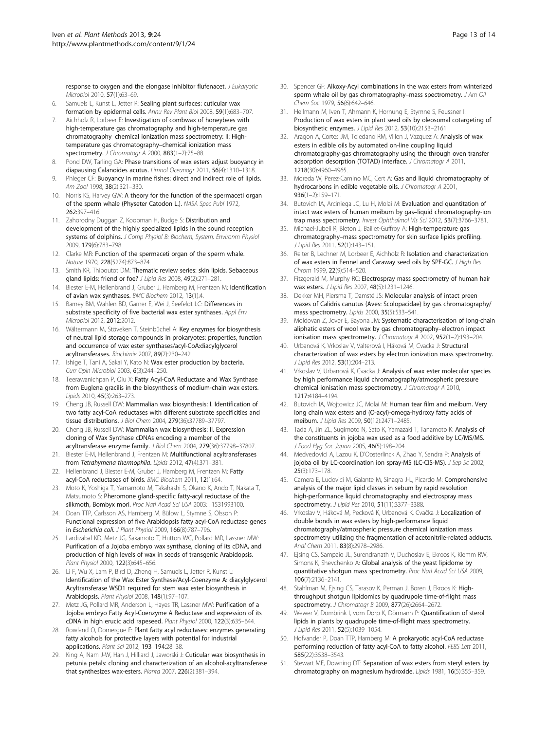response to oxygen and the elongase inhibitor flufenacet. *J Eukaryotic Microbiol* 2010, **57**(1):63–69.

6. Samuels L, Kunst L, Jetter R: **Sealing plant surfaces: cuticular wax formation by epidermal cells.** *Annu Rev Plant Biol* 2008, **59**(1):683–707.
7. Aichholz R, Lorbeer E: **Investigation of combwax of honeybees with high-temperature gas chromatography and high-temperature gas chromatography–chemical ionization mass spectrometry: II: High-temperature gas chromatography–chemical ionization mass spectrometry.** *J Chromatogr A* 2000, **883**(1–2):75–88.
8. Pond DW, Tarling GA: **Phase transitions of wax esters adjust buoyancy in diapausing Calanoides acutus.** *Limnol Oceanogr* 2011, **56**(4):1310–1318.
9. Phleger CF: **Buoyancy in marine fishes: direct and indirect role of lipids.** *Am Zool* 1998, **38**(2):321–330.
10. Norris KS, Harvey GW: **A theory for the function of the spermaceti organ of the sperm whale (Physeter Catodon L.).** *NASA Spec Publ* 1972, **262**:397–416.
11. Zahorodny Duggan Z, Koopman H, Budge S: **Distribution and development of the highly specialized lipids in the sound reception systems of dolphins.** *J Comp Physiol B: Biochem, System, Environm Physiol* 2009, **179**(6):783–798.
12. Clarke MR: **Function of the spermaceti organ of the sperm whale.** *Nature* 1970, **228**(5274):873–874.
13. Smith KR, Thiboutot DM: **Thematic review series: skin lipids. Sebaceous gland lipids: friend or foe?** *J Lipid Res* 2008, **49**(2):271–281.
14. Biester E-M, Hellenbrand J, Gruber J, Hamberg M, Frentzen M: **Identification of avian wax synthases.** *BMC Biochem* 2012, **13**(1):4.
15. Barney BM, Wahlen BD, Garner E, Wei J, Seefeldt LC: **Differences in substrate specificity of five bacterial wax ester synthases.** *Appl Env Microbiol* 2012, **2012**:2012.
16. Wältermann M, Stöveken T, Steinbüchel A: **Key enzymes for biosynthesis of neutral lipid storage compounds in prokaryotes: properties, function and occurrence of wax ester synthases/acyl-CoA:diacylglycerol acyltransferases.** *Biochimie* 2007, **89**(2):230–242.
17. Ishige T, Tani A, Sakai Y, Kato N: **Wax ester production by bacteria.** *Curr Opin Microbiol* 2003, **6**(3):244–250.
18. Teerawanichpan P, Qiu X: **Fatty Acyl-CoA Reductase and Wax Synthase from Euglena gracilis in the biosynthesis of medium-chain wax esters.** *Lipids* 2010, **45**(3):263–273.
19. Cheng JB, Russell DW: **Mammalian wax biosynthesis: I. Identification of two fatty acyl-CoA reductases with different substrate specificities and tissue distributions.** *J Biol Chem* 2004, **279**(36):37789–37797.
20. Cheng JB, Russell DW: **Mammalian wax biosynthesis: II. Expression cloning of Wax Synthase cDNAs encoding a member of the acyltransferase enzyme family.** *J Biol Chem* 2004, **279**(36):37798–37807.
21. Biester E-M, Hellenbrand J, Frentzen M: **Multifunctional acyltransferases from *Tetrahymena thermophila*.** *Lipids* 2012, **47**(4):371–381.
22. Hellenbrand J, Biester E-M, Gruber J, Hamberg M, Frentzen M: **Fatty acyl-CoA reductases of birds.** *BMC Biochem* 2011, **12**(1):64.
23. Moto K, Yoshiga T, Yamamoto M, Takahashi S, Okano K, Ando T, Nakata T, Matsumoto S: **Pheromone gland-specific fatty-acyl reductase of the silkmoth, Bombyx mori.** *Proc Natl Acad Sci USA* 2003:. 1531993100.
24. Doan TTP, Carlsson AS, Hamberg M, Bülow L, Stymne S, Olsson P: **Functional expression of five Arabidopsis fatty acyl-CoA reductase genes in *Escherichia coli*.** *J Plant Physiol* 2009, **166**(8):787–796.
25. Lardizabal KD, Metz JG, Sakamoto T, Hutton WC, Pollard MR, Lassner MW: **Purification of a Jojoba embryo wax synthase, cloning of its cDNA, and production of high levels of wax in seeds of transgenic Arabidopsis.** *Plant Physiol* 2000, **122**(3):645–656.
26. Li F, Wu X, Lam P, Bird D, Zheng H, Samuels L, Jetter R, Kunst L: **Identification of the Wax Ester Synthase/Acyl-Coenzyme A: diacylglycerol Acyltransferase WSD1 required for stem wax ester biosynthesis in Arabidopsis.** *Plant Physiol* 2008, **148**(1):97–107.
27. Metz JG, Pollard MR, Anderson L, Hayes TR, Lassner MW: **Purification of a Jojoba embryo Fatty Acyl-Coenzyme A Reductase and expression of its cDNA in high erucic acid rapeseed.** *Plant Physiol* 2000, **122**(3):635–644.
28. Rowland O, Domergue F: **Plant fatty acyl reductases: enzymes generating fatty alcohols for protective layers with potential for industrial applications.** *Plant Sci* 2012, **193–194**:28–38.
29. King A, Nam J-W, Han J, Hilliard J, Jaworski J: **Cuticular wax biosynthesis in petunia petals: cloning and characterization of an alcohol-acyltransferase that synthesizes wax-esters.** *Planta* 2007, **226**(2):381–394.
30. Spencer GF: **Alkoxy-Acyl combinations in the wax esters from winterized sperm whale oil by gas chromatography–mass spectrometry.** *J Am Oil Chem Soc* 1979, **56**(6):642–646.
31. Heilmann M, Iven T, Ahmann K, Hornung E, Stymne S, Feussner I: **Production of wax esters in plant seed oils by oleosomal cotargeting of biosynthetic enzymes.** *J Lipid Res* 2012, **53**(10):2153–2161.
32. Aragon A, Cortes JM, Toledano RM, Villen J, Vazquez A: **Analysis of wax esters in edible oils by automated on-line coupling liquid chromatography-gas chromatography using the through oven transfer adsorption desorption (TOTAD) interface.** *J Chromatogr A* 2011, **1218**(30):4960–4965.
33. Moreda W, Perez-Camino MC, Cert A: **Gas and liquid chromatography of hydrocarbons in edible vegetable oils.** *J Chromatogr A* 2001, **936**(1–2):159–171.
34. Butovich IA, Arciniega JC, Lu H, Molai M: **Evaluation and quantitation of intact wax esters of human meibum by gas–liquid chromatography-ion trap mass spectrometry.** *Invest Ophthalmol Vis Sci* 2012, **53**(7):3766–3781.
35. Michael-Jubeli R, Bleton J, Baillet-Guffroy A: **High-temperature gas chromatography–mass spectrometry for skin surface lipids profiling.** *J Lipid Res* 2011, **52**(1):143–151.
36. Reiter B, Lechner M, Lorbeer E, Aichholz R: **Isolation and characterization of wax esters in Fennel and Caraway seed oils by SPE-GC.** *J High Res Chrom* 1999, **22**(9):514–520.
37. Fitzgerald M, Murphy RC: **Electrospray mass spectrometry of human hair wax esters.** *J Lipid Res* 2007, **48**(5):1231–1246.
38. Dekker MH, Piersma T, Damsté JS: **Molecular analysis of intact preen waxes of Calidris canutus (Aves: Scolopacidae) by gas chromatography/mass spectrometry.** *Lipids* 2000, **35**(5):533–541.
39. Moldovan Z, Jover E, Bayona JM: **Systematic characterisation of long-chain aliphatic esters of wool wax by gas chromatography–electron impact ionisation mass spectrometry.** *J Chromatogr A* 2002, **952**(1–2):193–204.
40. Urbanová K, Vrkoslav V, Valterová I, Háková M, Cvacka J: **Structural characterization of wax esters by electron ionization mass spectrometry.** *J Lipid Res* 2012, **53**(1):204–213.
41. Vrkoslav V, Urbanová K, Cvacka J: **Analysis of wax ester molecular species by high performance liquid chromatography/atmospheric pressure chemical ionisation mass spectrometry.** *J Chromatogr A* 2010, **1217**:4184–4194.
42. Butovich IA, Wojtowicz JC, Molai M: **Human tear film and meibum. Very long chain wax esters and (O-acyl)-omega-hydroxy fatty acids of meibum.** *J Lipid Res* 2009, **50**(12):2471–2485.
43. Tada A, Jin ZL, Sugimoto N, Sato K, Yamazaki T, Tanamoto K: **Analysis of the constituents in jojoba wax used as a food additive by LC/MS/MS.** *J Food Hyg Soc Japan* 2005, **46**(5):198–204.
44. Medvedovici A, Lazou K, D'Oosterlinck A, Zhao Y, Sandra P: **Analysis of jojoba oil by LC-coordination ion spray-MS (LC-CIS-MS).** *J Sep Sc* 2002, **25**(3):173–178.
45. Camera E, Ludovici M, Galante M, Sinagra J-L, Picardo M: **Comprehensive analysis of the major lipid classes in sebum by rapid resolution high-performance liquid chromatography and electrospray mass spectrometry.** *J Lipid Res* 2010, **51**(11):3377–3388.
46. Vrkoslav V, Háková M, Pecková K, Urbanová K, Cvačka J: **Localization of double bonds in wax esters by high-performance liquid chromatography/atmospheric pressure chemical ionization mass spectrometry utilizing the fragmentation of acetonitrile-related adducts.** *Anal Chem* 2011, **83**(8):2978–2986.
47. Ejsing CS, Sampaio JL, Surendranath V, Duchoslav E, Ekroos K, Klemm RW, Simons K, Shevchenko A: **Global analysis of the yeast lipidome by quantitative shotgun mass spectrometry.** *Proc Natl Acad Sci USA* 2009, **106**(7):2136–2141.
48. Stahlman M, Ejsing CS, Tarasov K, Perman J, Boren J, Ekroos K: **High-throughput shotgun lipidomics by quadrupole time-of-flight mass spectrometry.** *J Chromatogr B* 2009, **877**(26):2664–2672.
49. Wewer V, Dombrink I, vom Dorp K, Dörmann P: **Quantification of sterol lipids in plants by quadrupole time-of-flight mass spectrometry.** *J Lipid Res* 2011, **52**(5):1039–1054.
50. Hofvander P, Doan TTP, Hamberg M: **A prokaryotic acyl-CoA reductase performing reduction of fatty acyl-CoA to fatty alcohol.** *FEBS Lett* 2011, **585**(22):3538–3543.
51. Stewart ME, Downing DT: **Separation of wax esters from steryl esters by chromatography on magnesium hydroxide.** *Lipids* 1981, **16**(5):355–359.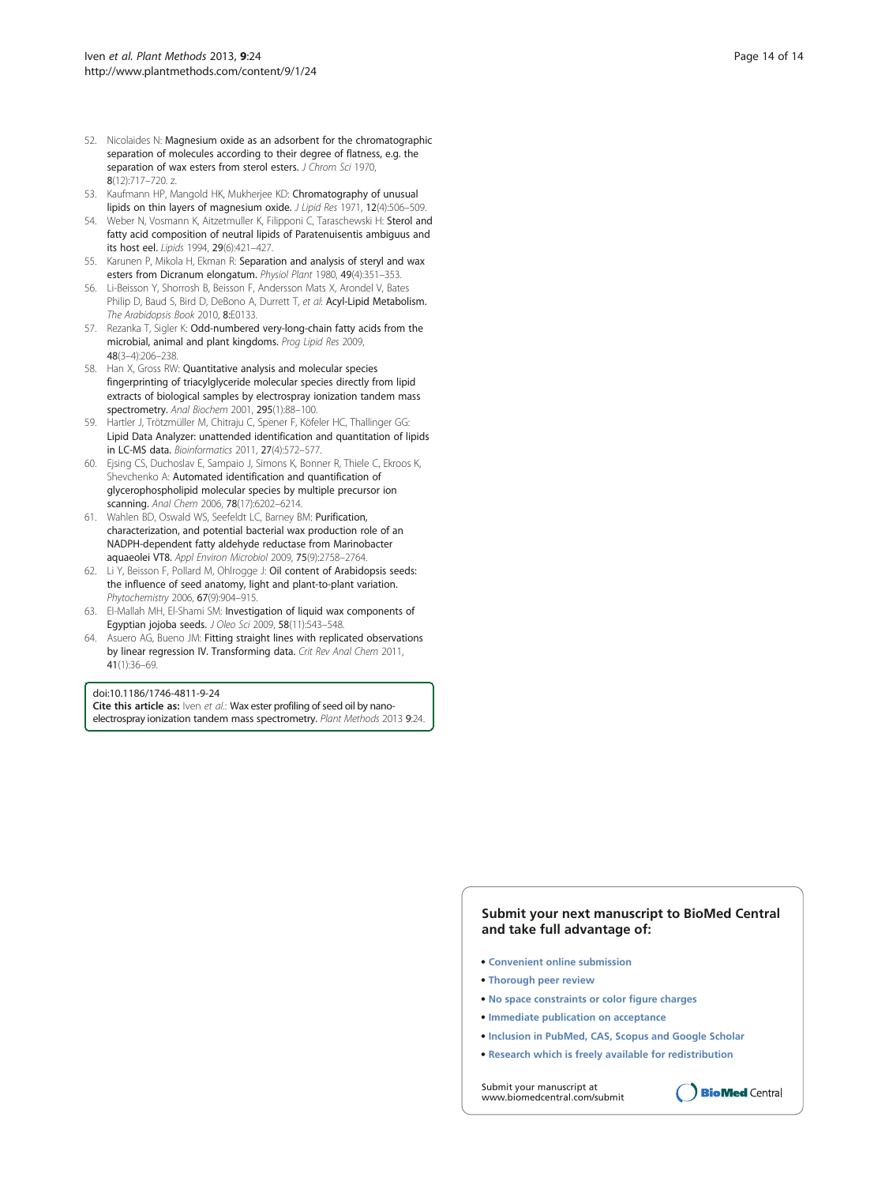52. Nicolaides N: **Magnesium oxide as an adsorbent for the chromatographic separation of molecules according to their degree of flatness, e.g. the separation of wax esters from sterol esters.** *J Chrom Sci* 1970, **8**(12):717–720. z.
53. Kaufmann HP, Mangold HK, Mukherjee KD: **Chromatography of unusual lipids on thin layers of magnesium oxide.** *J Lipid Res* 1971, **12**(4):506–509.
54. Weber N, Vosmann K, Aitzetmuller K, Filipponi C, Taraschewski H: **Sterol and fatty acid composition of neutral lipids of Paratenuisentis ambiguus and its host eel.** *Lipids* 1994, **29**(6):421–427.
55. Karunen P, Mikola H, Ekman R: **Separation and analysis of steryl and wax esters from Dicranum elongatum.** *Physiol Plant* 1980, **49**(4):351–353.
56. Li-Beisson Y, Shorrosh B, Beisson F, Andersson Mats X, Arondel V, Bates Philip D, Baud S, Bird D, DeBono A, Durrett T, *et al*: **Acyl-Lipid Metabolism.** *The Arabidopsis Book* 2010, **8:**E0133.
57. Rezanka T, Sigler K: **Odd-numbered very-long-chain fatty acids from the microbial, animal and plant kingdoms.** *Prog Lipid Res* 2009, **48**(3–4):206–238.
58. Han X, Gross RW: **Quantitative analysis and molecular species fingerprinting of triacylglyceride molecular species directly from lipid extracts of biological samples by electrospray ionization tandem mass spectrometry.** *Anal Biochem* 2001, **295**(1):88–100.
59. Hartler J, Trötzmüller M, Chitraju C, Spener F, Köfeler HC, Thallinger GG: **Lipid Data Analyzer: unattended identification and quantitation of lipids in LC-MS data.** *Bioinformatics* 2011, **27**(4):572–577.
60. Ejsing CS, Duchoslav E, Sampaio J, Simons K, Bonner R, Thiele C, Ekroos K, Shevchenko A: **Automated identification and quantification of glycerophospholipid molecular species by multiple precursor ion scanning.** *Anal Chem* 2006, **78**(17):6202–6214.
61. Wahlen BD, Oswald WS, Seefeldt LC, Barney BM: **Purification, characterization, and potential bacterial wax production role of an NADPH-dependent fatty aldehyde reductase from Marinobacter aquaeolei VT8.** *Appl Environ Microbiol* 2009, **75**(9):2758–2764.
62. Li Y, Beisson F, Pollard M, Ohlrogge J: **Oil content of Arabidopsis seeds: the influence of seed anatomy, light and plant-to-plant variation.** *Phytochemistry* 2006, **67**(9):904–915.
63. El-Mallah MH, El-Shami SM: **Investigation of liquid wax components of Egyptian jojoba seeds.** *J Oleo Sci* 2009, **58**(11):543–548.
64. Asuero AG, Bueno JM: **Fitting straight lines with replicated observations by linear regression IV. Transforming data.** *Crit Rev Anal Chem* 2011, **41**(1):36–69.

doi:10.1186/1746-4811-9-24
**Cite this article as:** Iven *et al.*: Wax ester profiling of seed oil by nano-electrospray ionization tandem mass spectrometry. *Plant Methods* 2013 **9**:24.

**Submit your next manuscript to BioMed Central and take full advantage of:**

- **Convenient online submission**
- **Thorough peer review**
- **No space constraints or color figure charges**
- **Immediate publication on acceptance**
- **Inclusion in PubMed, CAS, Scopus and Google Scholar**
- **Research which is freely available for redistribution**

Submit your manuscript at
www.biomedcentral.com/submit

BioMed Central